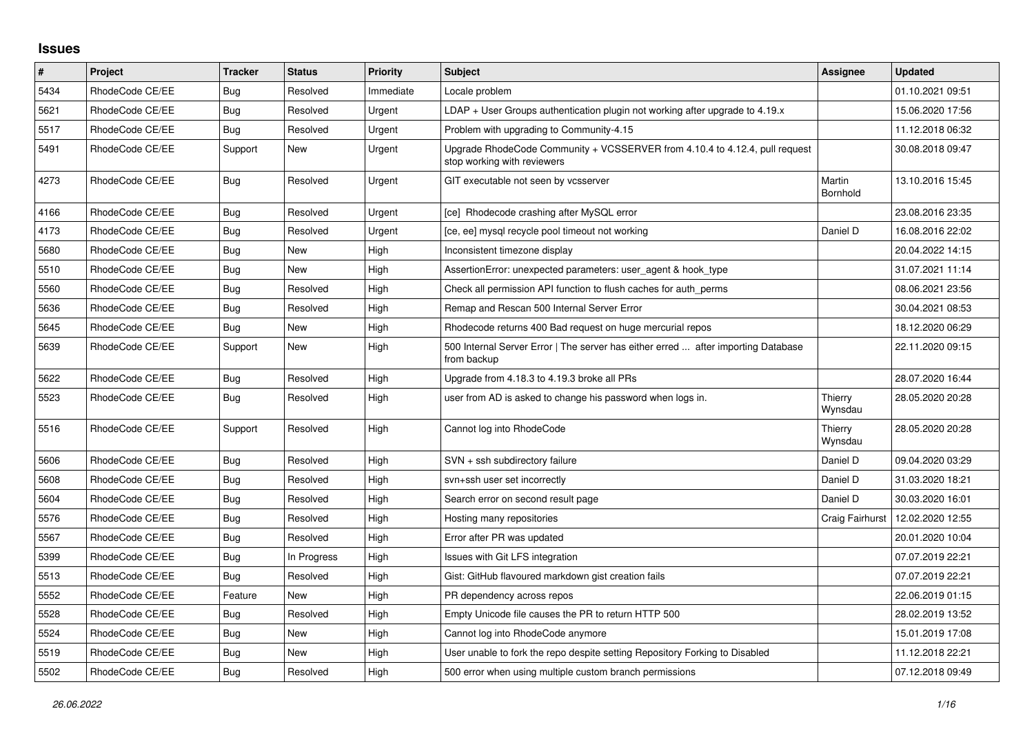## Issues

| # | Project | Tracker | Status | Priority | Subject | Assignee | Updated |
|---|---|---|---|---|---|---|---|
| 5434 | RhodeCode CE/EE | Bug | Resolved | Immediate | Locale problem | | 01.10.2021 09:51 |
| 5621 | RhodeCode CE/EE | Bug | Resolved | Urgent | LDAP + User Groups authentication plugin not working after upgrade to 4.19.x | | 15.06.2020 17:56 |
| 5517 | RhodeCode CE/EE | Bug | Resolved | Urgent | Problem with upgrading to Community-4.15 | | 11.12.2018 06:32 |
| 5491 | RhodeCode CE/EE | Support | New | Urgent | Upgrade RhodeCode Community + VCSSERVER from 4.10.4 to 4.12.4, pull request stop working with reviewers | | 30.08.2018 09:47 |
| 4273 | RhodeCode CE/EE | Bug | Resolved | Urgent | GIT executable not seen by vcsserver | Martin Bornhold | 13.10.2016 15:45 |
| 4166 | RhodeCode CE/EE | Bug | Resolved | Urgent | [ce] Rhodecode crashing after MySQL error | | 23.08.2016 23:35 |
| 4173 | RhodeCode CE/EE | Bug | Resolved | Urgent | [ce, ee] mysql recycle pool timeout not working | Daniel D | 16.08.2016 22:02 |
| 5680 | RhodeCode CE/EE | Bug | New | High | Inconsistent timezone display | | 20.04.2022 14:15 |
| 5510 | RhodeCode CE/EE | Bug | New | High | AssertionError: unexpected parameters: user_agent & hook_type | | 31.07.2021 11:14 |
| 5560 | RhodeCode CE/EE | Bug | Resolved | High | Check all permission API function to flush caches for auth_perms | | 08.06.2021 23:56 |
| 5636 | RhodeCode CE/EE | Bug | Resolved | High | Remap and Rescan 500 Internal Server Error | | 30.04.2021 08:53 |
| 5645 | RhodeCode CE/EE | Bug | New | High | Rhodecode returns 400 Bad request on huge mercurial repos | | 18.12.2020 06:29 |
| 5639 | RhodeCode CE/EE | Support | New | High | 500 Internal Server Error \| The server has either erred ... after importing Database from backup | | 22.11.2020 09:15 |
| 5622 | RhodeCode CE/EE | Bug | Resolved | High | Upgrade from 4.18.3 to 4.19.3 broke all PRs | | 28.07.2020 16:44 |
| 5523 | RhodeCode CE/EE | Bug | Resolved | High | user from AD is asked to change his password when logs in. | Thierry Wynsdau | 28.05.2020 20:28 |
| 5516 | RhodeCode CE/EE | Support | Resolved | High | Cannot log into RhodeCode | Thierry Wynsdau | 28.05.2020 20:28 |
| 5606 | RhodeCode CE/EE | Bug | Resolved | High | SVN + ssh subdirectory failure | Daniel D | 09.04.2020 03:29 |
| 5608 | RhodeCode CE/EE | Bug | Resolved | High | svn+ssh user set incorrectly | Daniel D | 31.03.2020 18:21 |
| 5604 | RhodeCode CE/EE | Bug | Resolved | High | Search error on second result page | Daniel D | 30.03.2020 16:01 |
| 5576 | RhodeCode CE/EE | Bug | Resolved | High | Hosting many repositories | Craig Fairhurst | 12.02.2020 12:55 |
| 5567 | RhodeCode CE/EE | Bug | Resolved | High | Error after PR was updated | | 20.01.2020 10:04 |
| 5399 | RhodeCode CE/EE | Bug | In Progress | High | Issues with Git LFS integration | | 07.07.2019 22:21 |
| 5513 | RhodeCode CE/EE | Bug | Resolved | High | Gist: GitHub flavoured markdown gist creation fails | | 07.07.2019 22:21 |
| 5552 | RhodeCode CE/EE | Feature | New | High | PR dependency across repos | | 22.06.2019 01:15 |
| 5528 | RhodeCode CE/EE | Bug | Resolved | High | Empty Unicode file causes the PR to return HTTP 500 | | 28.02.2019 13:52 |
| 5524 | RhodeCode CE/EE | Bug | New | High | Cannot log into RhodeCode anymore | | 15.01.2019 17:08 |
| 5519 | RhodeCode CE/EE | Bug | New | High | User unable to fork the repo despite setting Repository Forking to Disabled | | 11.12.2018 22:21 |
| 5502 | RhodeCode CE/EE | Bug | Resolved | High | 500 error when using multiple custom branch permissions | | 07.12.2018 09:49 |

*26.06.2022*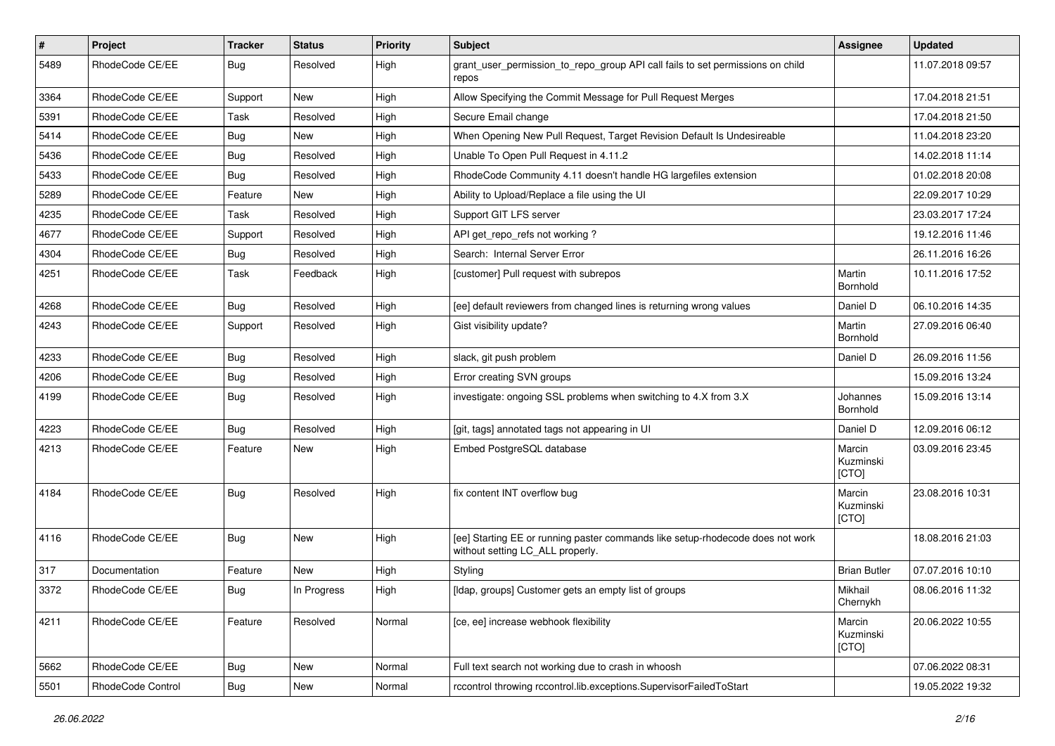| # | Project | Tracker | Status | Priority | Subject | Assignee | Updated |
| --- | --- | --- | --- | --- | --- | --- | --- |
| 5489 | RhodeCode CE/EE | Bug | Resolved | High | grant_user_permission_to_repo_group API call fails to set permissions on child repos | | 11.07.2018 09:57 |
| 3364 | RhodeCode CE/EE | Support | New | High | Allow Specifying the Commit Message for Pull Request Merges | | 17.04.2018 21:51 |
| 5391 | RhodeCode CE/EE | Task | Resolved | High | Secure Email change | | 17.04.2018 21:50 |
| 5414 | RhodeCode CE/EE | Bug | New | High | When Opening New Pull Request, Target Revision Default Is Undesireable | | 11.04.2018 23:20 |
| 5436 | RhodeCode CE/EE | Bug | Resolved | High | Unable To Open Pull Request in 4.11.2 | | 14.02.2018 11:14 |
| 5433 | RhodeCode CE/EE | Bug | Resolved | High | RhodeCode Community 4.11 doesn't handle HG largefiles extension | | 01.02.2018 20:08 |
| 5289 | RhodeCode CE/EE | Feature | New | High | Ability to Upload/Replace a file using the UI | | 22.09.2017 10:29 |
| 4235 | RhodeCode CE/EE | Task | Resolved | High | Support GIT LFS server | | 23.03.2017 17:24 |
| 4677 | RhodeCode CE/EE | Support | Resolved | High | API get_repo_refs not working ? | | 19.12.2016 11:46 |
| 4304 | RhodeCode CE/EE | Bug | Resolved | High | Search: Internal Server Error | | 26.11.2016 16:26 |
| 4251 | RhodeCode CE/EE | Task | Feedback | High | [customer] Pull request with subrepos | Martin Bornhold | 10.11.2016 17:52 |
| 4268 | RhodeCode CE/EE | Bug | Resolved | High | [ee] default reviewers from changed lines is returning wrong values | Daniel D | 06.10.2016 14:35 |
| 4243 | RhodeCode CE/EE | Support | Resolved | High | Gist visibility update? | Martin Bornhold | 27.09.2016 06:40 |
| 4233 | RhodeCode CE/EE | Bug | Resolved | High | slack, git push problem | Daniel D | 26.09.2016 11:56 |
| 4206 | RhodeCode CE/EE | Bug | Resolved | High | Error creating SVN groups | | 15.09.2016 13:24 |
| 4199 | RhodeCode CE/EE | Bug | Resolved | High | investigate: ongoing SSL problems when switching to 4.X from 3.X | Johannes Bornhold | 15.09.2016 13:14 |
| 4223 | RhodeCode CE/EE | Bug | Resolved | High | [git, tags] annotated tags not appearing in UI | Daniel D | 12.09.2016 06:12 |
| 4213 | RhodeCode CE/EE | Feature | New | High | Embed PostgreSQL database | Marcin Kuzminski [CTO] | 03.09.2016 23:45 |
| 4184 | RhodeCode CE/EE | Bug | Resolved | High | fix content INT overflow bug | Marcin Kuzminski [CTO] | 23.08.2016 10:31 |
| 4116 | RhodeCode CE/EE | Bug | New | High | [ee] Starting EE or running paster commands like setup-rhodecode does not work without setting LC_ALL properly. | | 18.08.2016 21:03 |
| 317 | Documentation | Feature | New | High | Styling | Brian Butler | 07.07.2016 10:10 |
| 3372 | RhodeCode CE/EE | Bug | In Progress | High | [ldap, groups] Customer gets an empty list of groups | Mikhail Chernykh | 08.06.2016 11:32 |
| 4211 | RhodeCode CE/EE | Feature | Resolved | Normal | [ce, ee] increase webhook flexibility | Marcin Kuzminski [CTO] | 20.06.2022 10:55 |
| 5662 | RhodeCode CE/EE | Bug | New | Normal | Full text search not working due to crash in whoosh | | 07.06.2022 08:31 |
| 5501 | RhodeCode Control | Bug | New | Normal | rccontrol throwing rccontrol.lib.exceptions.SupervisorFailedToStart | | 19.05.2022 19:32 |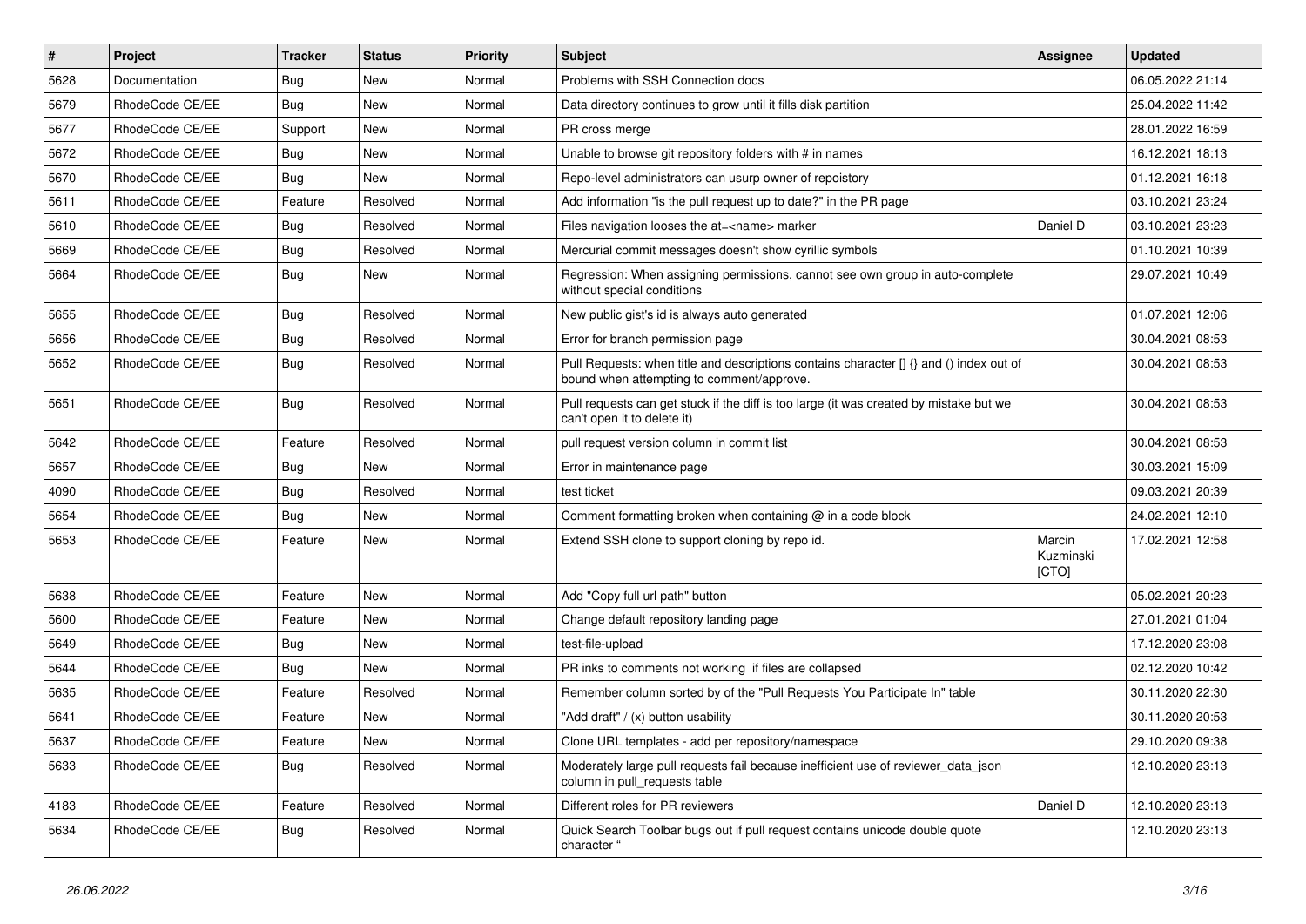| # | Project | Tracker | Status | Priority | Subject | Assignee | Updated |
|---|---|---|---|---|---|---|---|
| 5628 | Documentation | Bug | New | Normal | Problems with SSH Connection docs | | 06.05.2022 21:14 |
| 5679 | RhodeCode CE/EE | Bug | New | Normal | Data directory continues to grow until it fills disk partition | | 25.04.2022 11:42 |
| 5677 | RhodeCode CE/EE | Support | New | Normal | PR cross merge | | 28.01.2022 16:59 |
| 5672 | RhodeCode CE/EE | Bug | New | Normal | Unable to browse git repository folders with # in names | | 16.12.2021 18:13 |
| 5670 | RhodeCode CE/EE | Bug | New | Normal | Repo-level administrators can usurp owner of repoistory | | 01.12.2021 16:18 |
| 5611 | RhodeCode CE/EE | Feature | Resolved | Normal | Add information "is the pull request up to date?" in the PR page | | 03.10.2021 23:24 |
| 5610 | RhodeCode CE/EE | Bug | Resolved | Normal | Files navigation looses the at=<name> marker | Daniel D | 03.10.2021 23:23 |
| 5669 | RhodeCode CE/EE | Bug | Resolved | Normal | Mercurial commit messages doesn't show cyrillic symbols | | 01.10.2021 10:39 |
| 5664 | RhodeCode CE/EE | Bug | New | Normal | Regression: When assigning permissions, cannot see own group in auto-complete without special conditions | | 29.07.2021 10:49 |
| 5655 | RhodeCode CE/EE | Bug | Resolved | Normal | New public gist's id is always auto generated | | 01.07.2021 12:06 |
| 5656 | RhodeCode CE/EE | Bug | Resolved | Normal | Error for branch permission page | | 30.04.2021 08:53 |
| 5652 | RhodeCode CE/EE | Bug | Resolved | Normal | Pull Requests: when title and descriptions contains character [] {} and () index out of bound when attempting to comment/approve. | | 30.04.2021 08:53 |
| 5651 | RhodeCode CE/EE | Bug | Resolved | Normal | Pull requests can get stuck if the diff is too large (it was created by mistake but we can't open it to delete it) | | 30.04.2021 08:53 |
| 5642 | RhodeCode CE/EE | Feature | Resolved | Normal | pull request version column in commit list | | 30.04.2021 08:53 |
| 5657 | RhodeCode CE/EE | Bug | New | Normal | Error in maintenance page | | 30.03.2021 15:09 |
| 4090 | RhodeCode CE/EE | Bug | Resolved | Normal | test ticket | | 09.03.2021 20:39 |
| 5654 | RhodeCode CE/EE | Bug | New | Normal | Comment formatting broken when containing @ in a code block | | 24.02.2021 12:10 |
| 5653 | RhodeCode CE/EE | Feature | New | Normal | Extend SSH clone to support cloning by repo id. | Marcin Kuzminski [CTO] | 17.02.2021 12:58 |
| 5638 | RhodeCode CE/EE | Feature | New | Normal | Add "Copy full url path" button | | 05.02.2021 20:23 |
| 5600 | RhodeCode CE/EE | Feature | New | Normal | Change default repository landing page | | 27.01.2021 01:04 |
| 5649 | RhodeCode CE/EE | Bug | New | Normal | test-file-upload | | 17.12.2020 23:08 |
| 5644 | RhodeCode CE/EE | Bug | New | Normal | PR inks to comments not working if files are collapsed | | 02.12.2020 10:42 |
| 5635 | RhodeCode CE/EE | Feature | Resolved | Normal | Remember column sorted by of the "Pull Requests You Participate In" table | | 30.11.2020 22:30 |
| 5641 | RhodeCode CE/EE | Feature | New | Normal | "Add draft" / (x) button usability | | 30.11.2020 20:53 |
| 5637 | RhodeCode CE/EE | Feature | New | Normal | Clone URL templates - add per repository/namespace | | 29.10.2020 09:38 |
| 5633 | RhodeCode CE/EE | Bug | Resolved | Normal | Moderately large pull requests fail because inefficient use of reviewer_data_json column in pull_requests table | | 12.10.2020 23:13 |
| 4183 | RhodeCode CE/EE | Feature | Resolved | Normal | Different roles for PR reviewers | Daniel D | 12.10.2020 23:13 |
| 5634 | RhodeCode CE/EE | Bug | Resolved | Normal | Quick Search Toolbar bugs out if pull request contains unicode double quote character " | | 12.10.2020 23:13 |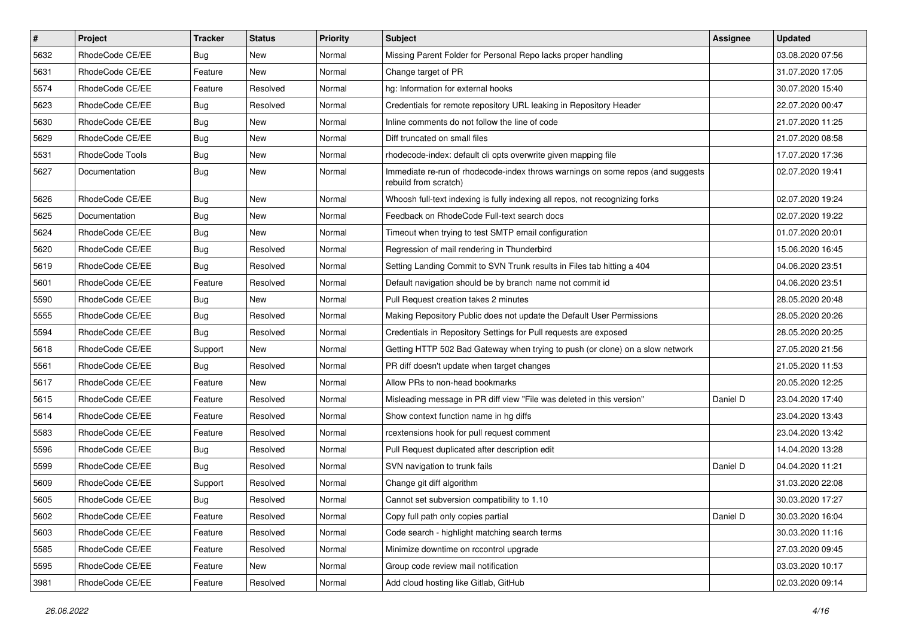| # | Project | Tracker | Status | Priority | Subject | Assignee | Updated |
|---|---|---|---|---|---|---|---|
| 5632 | RhodeCode CE/EE | Bug | New | Normal | Missing Parent Folder for Personal Repo lacks proper handling | | 03.08.2020 07:56 |
| 5631 | RhodeCode CE/EE | Feature | New | Normal | Change target of PR | | 31.07.2020 17:05 |
| 5574 | RhodeCode CE/EE | Feature | Resolved | Normal | hg: Information for external hooks | | 30.07.2020 15:40 |
| 5623 | RhodeCode CE/EE | Bug | Resolved | Normal | Credentials for remote repository URL leaking in Repository Header | | 22.07.2020 00:47 |
| 5630 | RhodeCode CE/EE | Bug | New | Normal | Inline comments do not follow the line of code | | 21.07.2020 11:25 |
| 5629 | RhodeCode CE/EE | Bug | New | Normal | Diff truncated on small files | | 21.07.2020 08:58 |
| 5531 | RhodeCode Tools | Bug | New | Normal | rhodecode-index: default cli opts overwrite given mapping file | | 17.07.2020 17:36 |
| 5627 | Documentation | Bug | New | Normal | Immediate re-run of rhodecode-index throws warnings on some repos (and suggests rebuild from scratch) | | 02.07.2020 19:41 |
| 5626 | RhodeCode CE/EE | Bug | New | Normal | Whoosh full-text indexing is fully indexing all repos, not recognizing forks | | 02.07.2020 19:24 |
| 5625 | Documentation | Bug | New | Normal | Feedback on RhodeCode Full-text search docs | | 02.07.2020 19:22 |
| 5624 | RhodeCode CE/EE | Bug | New | Normal | Timeout when trying to test SMTP email configuration | | 01.07.2020 20:01 |
| 5620 | RhodeCode CE/EE | Bug | Resolved | Normal | Regression of mail rendering in Thunderbird | | 15.06.2020 16:45 |
| 5619 | RhodeCode CE/EE | Bug | Resolved | Normal | Setting Landing Commit to SVN Trunk results in Files tab hitting a 404 | | 04.06.2020 23:51 |
| 5601 | RhodeCode CE/EE | Feature | Resolved | Normal | Default navigation should be by branch name not commit id | | 04.06.2020 23:51 |
| 5590 | RhodeCode CE/EE | Bug | New | Normal | Pull Request creation takes 2 minutes | | 28.05.2020 20:48 |
| 5555 | RhodeCode CE/EE | Bug | Resolved | Normal | Making Repository Public does not update the Default User Permissions | | 28.05.2020 20:26 |
| 5594 | RhodeCode CE/EE | Bug | Resolved | Normal | Credentials in Repository Settings for Pull requests are exposed | | 28.05.2020 20:25 |
| 5618 | RhodeCode CE/EE | Support | New | Normal | Getting HTTP 502 Bad Gateway when trying to push (or clone) on a slow network | | 27.05.2020 21:56 |
| 5561 | RhodeCode CE/EE | Bug | Resolved | Normal | PR diff doesn't update when target changes | | 21.05.2020 11:53 |
| 5617 | RhodeCode CE/EE | Feature | New | Normal | Allow PRs to non-head bookmarks | | 20.05.2020 12:25 |
| 5615 | RhodeCode CE/EE | Feature | Resolved | Normal | Misleading message in PR diff view "File was deleted in this version" | Daniel D | 23.04.2020 17:40 |
| 5614 | RhodeCode CE/EE | Feature | Resolved | Normal | Show context function name in hg diffs | | 23.04.2020 13:43 |
| 5583 | RhodeCode CE/EE | Feature | Resolved | Normal | rcextensions hook for pull request comment | | 23.04.2020 13:42 |
| 5596 | RhodeCode CE/EE | Bug | Resolved | Normal | Pull Request duplicated after description edit | | 14.04.2020 13:28 |
| 5599 | RhodeCode CE/EE | Bug | Resolved | Normal | SVN navigation to trunk fails | Daniel D | 04.04.2020 11:21 |
| 5609 | RhodeCode CE/EE | Support | Resolved | Normal | Change git diff algorithm | | 31.03.2020 22:08 |
| 5605 | RhodeCode CE/EE | Bug | Resolved | Normal | Cannot set subversion compatibility to 1.10 | | 30.03.2020 17:27 |
| 5602 | RhodeCode CE/EE | Feature | Resolved | Normal | Copy full path only copies partial | Daniel D | 30.03.2020 16:04 |
| 5603 | RhodeCode CE/EE | Feature | Resolved | Normal | Code search - highlight matching search terms | | 30.03.2020 11:16 |
| 5585 | RhodeCode CE/EE | Feature | Resolved | Normal | Minimize downtime on rccontrol upgrade | | 27.03.2020 09:45 |
| 5595 | RhodeCode CE/EE | Feature | New | Normal | Group code review mail notification | | 03.03.2020 10:17 |
| 3981 | RhodeCode CE/EE | Feature | Resolved | Normal | Add cloud hosting like Gitlab, GitHub | | 02.03.2020 09:14 |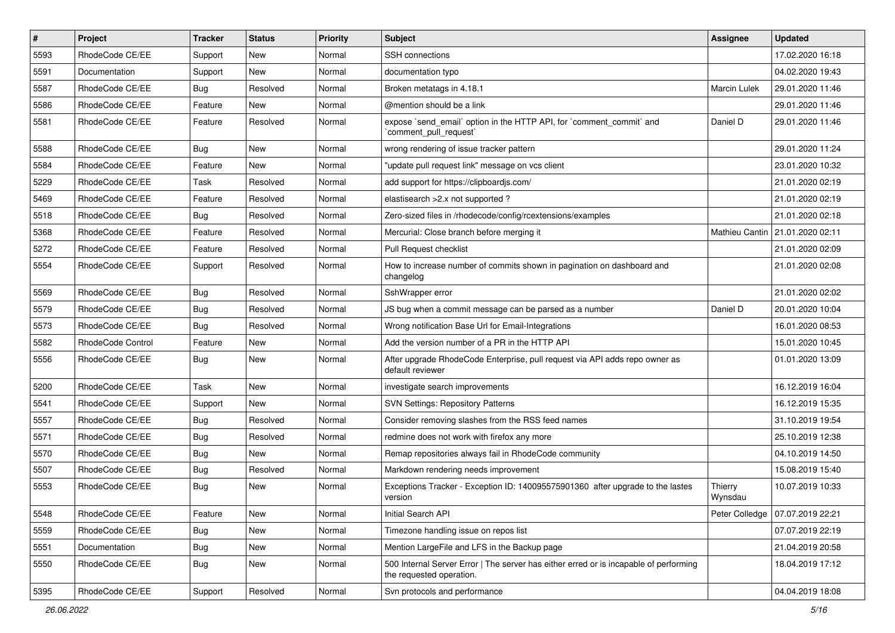| # | Project | Tracker | Status | Priority | Subject | Assignee | Updated |
| --- | --- | --- | --- | --- | --- | --- | --- |
| 5593 | RhodeCode CE/EE | Support | New | Normal | SSH connections | | 17.02.2020 16:18 |
| 5591 | Documentation | Support | New | Normal | documentation typo | | 04.02.2020 19:43 |
| 5587 | RhodeCode CE/EE | Bug | Resolved | Normal | Broken metatags in 4.18.1 | Marcin Lulek | 29.01.2020 11:46 |
| 5586 | RhodeCode CE/EE | Feature | New | Normal | @mention should be a link | | 29.01.2020 11:46 |
| 5581 | RhodeCode CE/EE | Feature | Resolved | Normal | expose `send_email` option in the HTTP API, for `comment_commit` and `comment_pull_request` | Daniel D | 29.01.2020 11:46 |
| 5588 | RhodeCode CE/EE | Bug | New | Normal | wrong rendering of issue tracker pattern | | 29.01.2020 11:24 |
| 5584 | RhodeCode CE/EE | Feature | New | Normal | "update pull request link" message on vcs client | | 23.01.2020 10:32 |
| 5229 | RhodeCode CE/EE | Task | Resolved | Normal | add support for https://clipboardjs.com/ | | 21.01.2020 02:19 |
| 5469 | RhodeCode CE/EE | Feature | Resolved | Normal | elastisearch >2.x not supported ? | | 21.01.2020 02:19 |
| 5518 | RhodeCode CE/EE | Bug | Resolved | Normal | Zero-sized files in /rhodecode/config/rcextensions/examples | | 21.01.2020 02:18 |
| 5368 | RhodeCode CE/EE | Feature | Resolved | Normal | Mercurial: Close branch before merging it | Mathieu Cantin | 21.01.2020 02:11 |
| 5272 | RhodeCode CE/EE | Feature | Resolved | Normal | Pull Request checklist | | 21.01.2020 02:09 |
| 5554 | RhodeCode CE/EE | Support | Resolved | Normal | How to increase number of commits shown in pagination on dashboard and changelog | | 21.01.2020 02:08 |
| 5569 | RhodeCode CE/EE | Bug | Resolved | Normal | SshWrapper error | | 21.01.2020 02:02 |
| 5579 | RhodeCode CE/EE | Bug | Resolved | Normal | JS bug when a commit message can be parsed as a number | Daniel D | 20.01.2020 10:04 |
| 5573 | RhodeCode CE/EE | Bug | Resolved | Normal | Wrong notification Base Url for Email-Integrations | | 16.01.2020 08:53 |
| 5582 | RhodeCode Control | Feature | New | Normal | Add the version number of a PR in the HTTP API | | 15.01.2020 10:45 |
| 5556 | RhodeCode CE/EE | Bug | New | Normal | After upgrade RhodeCode Enterprise, pull request via API adds repo owner as default reviewer | | 01.01.2020 13:09 |
| 5200 | RhodeCode CE/EE | Task | New | Normal | investigate search improvements | | 16.12.2019 16:04 |
| 5541 | RhodeCode CE/EE | Support | New | Normal | SVN Settings: Repository Patterns | | 16.12.2019 15:35 |
| 5557 | RhodeCode CE/EE | Bug | Resolved | Normal | Consider removing slashes from the RSS feed names | | 31.10.2019 19:54 |
| 5571 | RhodeCode CE/EE | Bug | Resolved | Normal | redmine does not work with firefox any more | | 25.10.2019 12:38 |
| 5570 | RhodeCode CE/EE | Bug | New | Normal | Remap repositories always fail in RhodeCode community | | 04.10.2019 14:50 |
| 5507 | RhodeCode CE/EE | Bug | Resolved | Normal | Markdown rendering needs improvement | | 15.08.2019 15:40 |
| 5553 | RhodeCode CE/EE | Bug | New | Normal | Exceptions Tracker - Exception ID: 140095575901360 after upgrade to the lastes version | Thierry Wynsdau | 10.07.2019 10:33 |
| 5548 | RhodeCode CE/EE | Feature | New | Normal | Initial Search API | Peter Colledge | 07.07.2019 22:21 |
| 5559 | RhodeCode CE/EE | Bug | New | Normal | Timezone handling issue on repos list | | 07.07.2019 22:19 |
| 5551 | Documentation | Bug | New | Normal | Mention LargeFile and LFS in the Backup page | | 21.04.2019 20:58 |
| 5550 | RhodeCode CE/EE | Bug | New | Normal | 500 Internal Server Error \| The server has either erred or is incapable of performing the requested operation. | | 18.04.2019 17:12 |
| 5395 | RhodeCode CE/EE | Support | Resolved | Normal | Svn protocols and performance | | 04.04.2019 18:08 |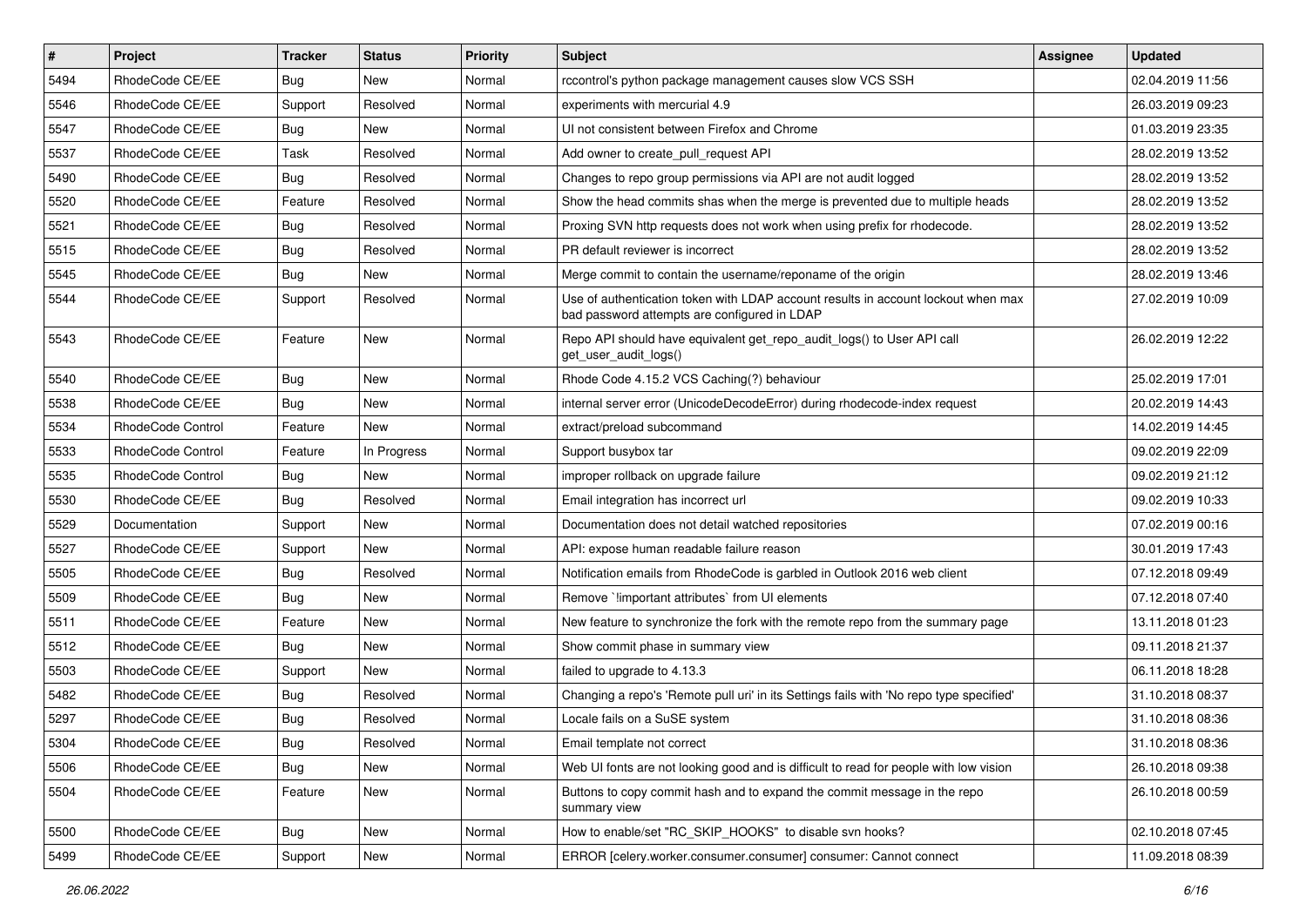| # | Project | Tracker | Status | Priority | Subject | Assignee | Updated |
|---|---|---|---|---|---|---|---|
| 5494 | RhodeCode CE/EE | Bug | New | Normal | rccontrol's python package management causes slow VCS SSH | | 02.04.2019 11:56 |
| 5546 | RhodeCode CE/EE | Support | Resolved | Normal | experiments with mercurial 4.9 | | 26.03.2019 09:23 |
| 5547 | RhodeCode CE/EE | Bug | New | Normal | UI not consistent between Firefox and Chrome | | 01.03.2019 23:35 |
| 5537 | RhodeCode CE/EE | Task | Resolved | Normal | Add owner to create_pull_request API | | 28.02.2019 13:52 |
| 5490 | RhodeCode CE/EE | Bug | Resolved | Normal | Changes to repo group permissions via API are not audit logged | | 28.02.2019 13:52 |
| 5520 | RhodeCode CE/EE | Feature | Resolved | Normal | Show the head commits shas when the merge is prevented due to multiple heads | | 28.02.2019 13:52 |
| 5521 | RhodeCode CE/EE | Bug | Resolved | Normal | Proxing SVN http requests does not work when using prefix for rhodecode. | | 28.02.2019 13:52 |
| 5515 | RhodeCode CE/EE | Bug | Resolved | Normal | PR default reviewer is incorrect | | 28.02.2019 13:52 |
| 5545 | RhodeCode CE/EE | Bug | New | Normal | Merge commit to contain the username/reponame of the origin | | 28.02.2019 13:46 |
| 5544 | RhodeCode CE/EE | Support | Resolved | Normal | Use of authentication token with LDAP account results in account lockout when max bad password attempts are configured in LDAP | | 27.02.2019 10:09 |
| 5543 | RhodeCode CE/EE | Feature | New | Normal | Repo API should have equivalent get_repo_audit_logs() to User API call get_user_audit_logs() | | 26.02.2019 12:22 |
| 5540 | RhodeCode CE/EE | Bug | New | Normal | Rhode Code 4.15.2 VCS Caching(?) behaviour | | 25.02.2019 17:01 |
| 5538 | RhodeCode CE/EE | Bug | New | Normal | internal server error (UnicodeDecodeError) during rhodecode-index request | | 20.02.2019 14:43 |
| 5534 | RhodeCode Control | Feature | New | Normal | extract/preload subcommand | | 14.02.2019 14:45 |
| 5533 | RhodeCode Control | Feature | In Progress | Normal | Support busybox tar | | 09.02.2019 22:09 |
| 5535 | RhodeCode Control | Bug | New | Normal | improper rollback on upgrade failure | | 09.02.2019 21:12 |
| 5530 | RhodeCode CE/EE | Bug | Resolved | Normal | Email integration has incorrect url | | 09.02.2019 10:33 |
| 5529 | Documentation | Support | New | Normal | Documentation does not detail watched repositories | | 07.02.2019 00:16 |
| 5527 | RhodeCode CE/EE | Support | New | Normal | API: expose human readable failure reason | | 30.01.2019 17:43 |
| 5505 | RhodeCode CE/EE | Bug | Resolved | Normal | Notification emails from RhodeCode is garbled in Outlook 2016 web client | | 07.12.2018 09:49 |
| 5509 | RhodeCode CE/EE | Bug | New | Normal | Remove `!important attributes` from UI elements | | 07.12.2018 07:40 |
| 5511 | RhodeCode CE/EE | Feature | New | Normal | New feature to synchronize the fork with the remote repo from the summary page | | 13.11.2018 01:23 |
| 5512 | RhodeCode CE/EE | Bug | New | Normal | Show commit phase in summary view | | 09.11.2018 21:37 |
| 5503 | RhodeCode CE/EE | Support | New | Normal | failed to upgrade to 4.13.3 | | 06.11.2018 18:28 |
| 5482 | RhodeCode CE/EE | Bug | Resolved | Normal | Changing a repo's 'Remote pull uri' in its Settings fails with 'No repo type specified' | | 31.10.2018 08:37 |
| 5297 | RhodeCode CE/EE | Bug | Resolved | Normal | Locale fails on a SuSE system | | 31.10.2018 08:36 |
| 5304 | RhodeCode CE/EE | Bug | Resolved | Normal | Email template not correct | | 31.10.2018 08:36 |
| 5506 | RhodeCode CE/EE | Bug | New | Normal | Web UI fonts are not looking good and is difficult to read for people with low vision | | 26.10.2018 09:38 |
| 5504 | RhodeCode CE/EE | Feature | New | Normal | Buttons to copy commit hash and to expand the commit message in the repo summary view | | 26.10.2018 00:59 |
| 5500 | RhodeCode CE/EE | Bug | New | Normal | How to enable/set "RC_SKIP_HOOKS" to disable svn hooks? | | 02.10.2018 07:45 |
| 5499 | RhodeCode CE/EE | Support | New | Normal | ERROR [celery.worker.consumer.consumer] consumer: Cannot connect | | 11.09.2018 08:39 |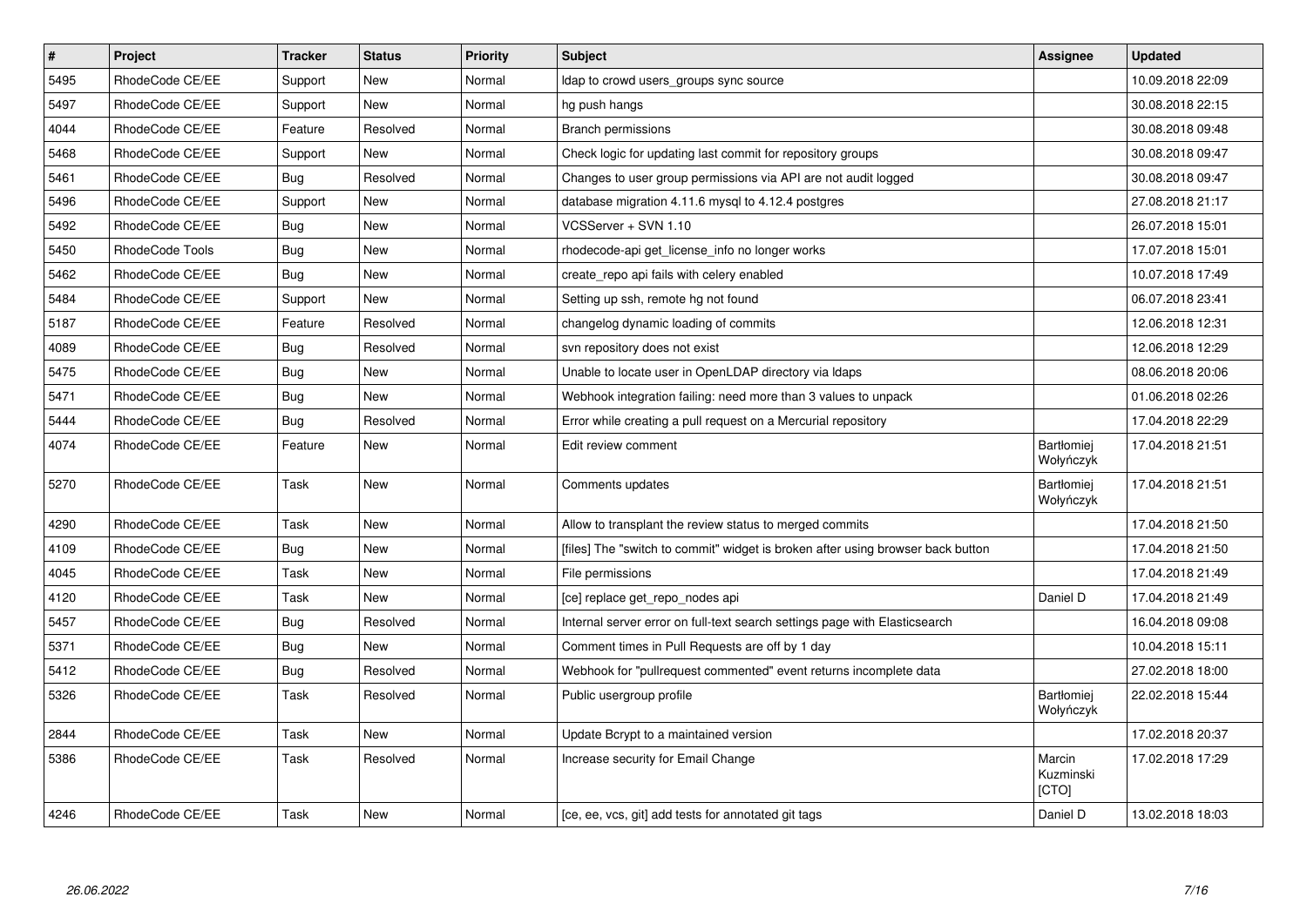| # | Project | Tracker | Status | Priority | Subject | Assignee | Updated |
|---|---|---|---|---|---|---|---|
| 5495 | RhodeCode CE/EE | Support | New | Normal | ldap to crowd users_groups sync source | | 10.09.2018 22:09 |
| 5497 | RhodeCode CE/EE | Support | New | Normal | hg push hangs | | 30.08.2018 22:15 |
| 4044 | RhodeCode CE/EE | Feature | Resolved | Normal | Branch permissions | | 30.08.2018 09:48 |
| 5468 | RhodeCode CE/EE | Support | New | Normal | Check logic for updating last commit for repository groups | | 30.08.2018 09:47 |
| 5461 | RhodeCode CE/EE | Bug | Resolved | Normal | Changes to user group permissions via API are not audit logged | | 30.08.2018 09:47 |
| 5496 | RhodeCode CE/EE | Support | New | Normal | database migration 4.11.6 mysql to 4.12.4 postgres | | 27.08.2018 21:17 |
| 5492 | RhodeCode CE/EE | Bug | New | Normal | VCSServer + SVN 1.10 | | 26.07.2018 15:01 |
| 5450 | RhodeCode Tools | Bug | New | Normal | rhodecode-api get_license_info no longer works | | 17.07.2018 15:01 |
| 5462 | RhodeCode CE/EE | Bug | New | Normal | create_repo api fails with celery enabled | | 10.07.2018 17:49 |
| 5484 | RhodeCode CE/EE | Support | New | Normal | Setting up ssh, remote hg not found | | 06.07.2018 23:41 |
| 5187 | RhodeCode CE/EE | Feature | Resolved | Normal | changelog dynamic loading of commits | | 12.06.2018 12:31 |
| 4089 | RhodeCode CE/EE | Bug | Resolved | Normal | svn repository does not exist | | 12.06.2018 12:29 |
| 5475 | RhodeCode CE/EE | Bug | New | Normal | Unable to locate user in OpenLDAP directory via ldaps | | 08.06.2018 20:06 |
| 5471 | RhodeCode CE/EE | Bug | New | Normal | Webhook integration failing: need more than 3 values to unpack | | 01.06.2018 02:26 |
| 5444 | RhodeCode CE/EE | Bug | Resolved | Normal | Error while creating a pull request on a Mercurial repository | | 17.04.2018 22:29 |
| 4074 | RhodeCode CE/EE | Feature | New | Normal | Edit review comment | Bartłomiej Wołyńczyk | 17.04.2018 21:51 |
| 5270 | RhodeCode CE/EE | Task | New | Normal | Comments updates | Bartłomiej Wołyńczyk | 17.04.2018 21:51 |
| 4290 | RhodeCode CE/EE | Task | New | Normal | Allow to transplant the review status to merged commits | | 17.04.2018 21:50 |
| 4109 | RhodeCode CE/EE | Bug | New | Normal | [files] The "switch to commit" widget is broken after using browser back button | | 17.04.2018 21:50 |
| 4045 | RhodeCode CE/EE | Task | New | Normal | File permissions | | 17.04.2018 21:49 |
| 4120 | RhodeCode CE/EE | Task | New | Normal | [ce] replace get_repo_nodes api | Daniel D | 17.04.2018 21:49 |
| 5457 | RhodeCode CE/EE | Bug | Resolved | Normal | Internal server error on full-text search settings page with Elasticsearch | | 16.04.2018 09:08 |
| 5371 | RhodeCode CE/EE | Bug | New | Normal | Comment times in Pull Requests are off by 1 day | | 10.04.2018 15:11 |
| 5412 | RhodeCode CE/EE | Bug | Resolved | Normal | Webhook for "pullrequest commented" event returns incomplete data | | 27.02.2018 18:00 |
| 5326 | RhodeCode CE/EE | Task | Resolved | Normal | Public usergroup profile | Bartłomiej Wołyńczyk | 22.02.2018 15:44 |
| 2844 | RhodeCode CE/EE | Task | New | Normal | Update Bcrypt to a maintained version | | 17.02.2018 20:37 |
| 5386 | RhodeCode CE/EE | Task | Resolved | Normal | Increase security for Email Change | Marcin Kuzminski [CTO] | 17.02.2018 17:29 |
| 4246 | RhodeCode CE/EE | Task | New | Normal | [ce, ee, vcs, git] add tests for annotated git tags | Daniel D | 13.02.2018 18:03 |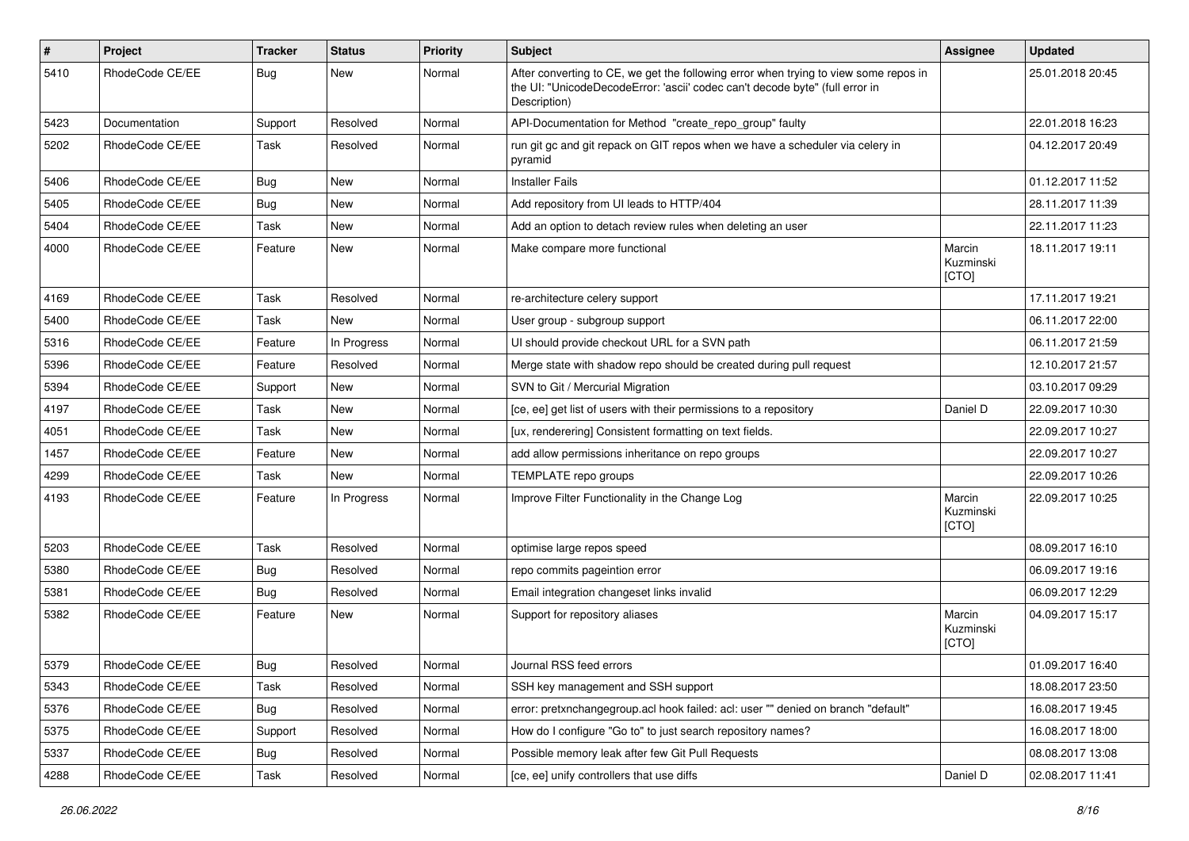| # | Project | Tracker | Status | Priority | Subject | Assignee | Updated |
|---|---|---|---|---|---|---|---|
| 5410 | RhodeCode CE/EE | Bug | New | Normal | After converting to CE, we get the following error when trying to view some repos in the UI: "UnicodeDecodeError: 'ascii' codec can't decode byte" (full error in Description) | | 25.01.2018 20:45 |
| 5423 | Documentation | Support | Resolved | Normal | API-Documentation for Method "create_repo_group" faulty | | 22.01.2018 16:23 |
| 5202 | RhodeCode CE/EE | Task | Resolved | Normal | run git gc and git repack on GIT repos when we have a scheduler via celery in pyramid | | 04.12.2017 20:49 |
| 5406 | RhodeCode CE/EE | Bug | New | Normal | Installer Fails | | 01.12.2017 11:52 |
| 5405 | RhodeCode CE/EE | Bug | New | Normal | Add repository from UI leads to HTTP/404 | | 28.11.2017 11:39 |
| 5404 | RhodeCode CE/EE | Task | New | Normal | Add an option to detach review rules when deleting an user | | 22.11.2017 11:23 |
| 4000 | RhodeCode CE/EE | Feature | New | Normal | Make compare more functional | Marcin Kuzminski [CTO] | 18.11.2017 19:11 |
| 4169 | RhodeCode CE/EE | Task | Resolved | Normal | re-architecture celery support | | 17.11.2017 19:21 |
| 5400 | RhodeCode CE/EE | Task | New | Normal | User group - subgroup support | | 06.11.2017 22:00 |
| 5316 | RhodeCode CE/EE | Feature | In Progress | Normal | UI should provide checkout URL for a SVN path | | 06.11.2017 21:59 |
| 5396 | RhodeCode CE/EE | Feature | Resolved | Normal | Merge state with shadow repo should be created during pull request | | 12.10.2017 21:57 |
| 5394 | RhodeCode CE/EE | Support | New | Normal | SVN to Git / Mercurial Migration | | 03.10.2017 09:29 |
| 4197 | RhodeCode CE/EE | Task | New | Normal | [ce, ee] get list of users with their permissions to a repository | Daniel D | 22.09.2017 10:30 |
| 4051 | RhodeCode CE/EE | Task | New | Normal | [ux, renderering] Consistent formatting on text fields. | | 22.09.2017 10:27 |
| 1457 | RhodeCode CE/EE | Feature | New | Normal | add allow permissions inheritance on repo groups | | 22.09.2017 10:27 |
| 4299 | RhodeCode CE/EE | Task | New | Normal | TEMPLATE repo groups | | 22.09.2017 10:26 |
| 4193 | RhodeCode CE/EE | Feature | In Progress | Normal | Improve Filter Functionality in the Change Log | Marcin Kuzminski [CTO] | 22.09.2017 10:25 |
| 5203 | RhodeCode CE/EE | Task | Resolved | Normal | optimise large repos speed | | 08.09.2017 16:10 |
| 5380 | RhodeCode CE/EE | Bug | Resolved | Normal | repo commits pageintion error | | 06.09.2017 19:16 |
| 5381 | RhodeCode CE/EE | Bug | Resolved | Normal | Email integration changeset links invalid | | 06.09.2017 12:29 |
| 5382 | RhodeCode CE/EE | Feature | New | Normal | Support for repository aliases | Marcin Kuzminski [CTO] | 04.09.2017 15:17 |
| 5379 | RhodeCode CE/EE | Bug | Resolved | Normal | Journal RSS feed errors | | 01.09.2017 16:40 |
| 5343 | RhodeCode CE/EE | Task | Resolved | Normal | SSH key management and SSH support | | 18.08.2017 23:50 |
| 5376 | RhodeCode CE/EE | Bug | Resolved | Normal | error: pretxnchangegroup.acl hook failed: acl: user "" denied on branch "default" | | 16.08.2017 19:45 |
| 5375 | RhodeCode CE/EE | Support | Resolved | Normal | How do I configure "Go to" to just search repository names? | | 16.08.2017 18:00 |
| 5337 | RhodeCode CE/EE | Bug | Resolved | Normal | Possible memory leak after few Git Pull Requests | | 08.08.2017 13:08 |
| 4288 | RhodeCode CE/EE | Task | Resolved | Normal | [ce, ee] unify controllers that use diffs | Daniel D | 02.08.2017 11:41 |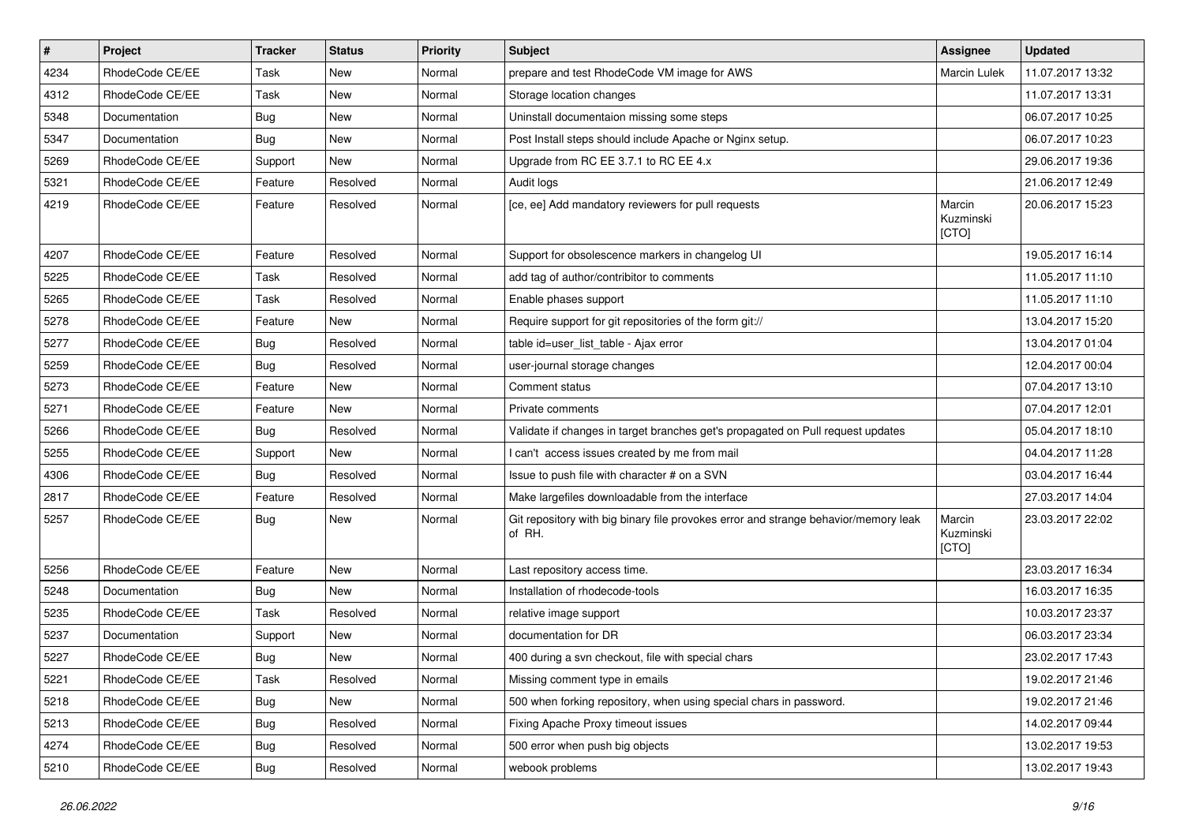| # | Project | Tracker | Status | Priority | Subject | Assignee | Updated |
|---|---|---|---|---|---|---|---|
| 4234 | RhodeCode CE/EE | Task | New | Normal | prepare and test RhodeCode VM image for AWS | Marcin Lulek | 11.07.2017 13:32 |
| 4312 | RhodeCode CE/EE | Task | New | Normal | Storage location changes | | 11.07.2017 13:31 |
| 5348 | Documentation | Bug | New | Normal | Uninstall documentaion missing some steps | | 06.07.2017 10:25 |
| 5347 | Documentation | Bug | New | Normal | Post Install steps should include Apache or Nginx setup. | | 06.07.2017 10:23 |
| 5269 | RhodeCode CE/EE | Support | New | Normal | Upgrade from RC EE 3.7.1 to RC EE 4.x | | 29.06.2017 19:36 |
| 5321 | RhodeCode CE/EE | Feature | Resolved | Normal | Audit logs | | 21.06.2017 12:49 |
| 4219 | RhodeCode CE/EE | Feature | Resolved | Normal | [ce, ee] Add mandatory reviewers for pull requests | Marcin Kuzminski [CTO] | 20.06.2017 15:23 |
| 4207 | RhodeCode CE/EE | Feature | Resolved | Normal | Support for obsolescence markers in changelog UI | | 19.05.2017 16:14 |
| 5225 | RhodeCode CE/EE | Task | Resolved | Normal | add tag of author/contribitor to comments | | 11.05.2017 11:10 |
| 5265 | RhodeCode CE/EE | Task | Resolved | Normal | Enable phases support | | 11.05.2017 11:10 |
| 5278 | RhodeCode CE/EE | Feature | New | Normal | Require support for git repositories of the form git:// | | 13.04.2017 15:20 |
| 5277 | RhodeCode CE/EE | Bug | Resolved | Normal | table id=user_list_table - Ajax error | | 13.04.2017 01:04 |
| 5259 | RhodeCode CE/EE | Bug | Resolved | Normal | user-journal storage changes | | 12.04.2017 00:04 |
| 5273 | RhodeCode CE/EE | Feature | New | Normal | Comment status | | 07.04.2017 13:10 |
| 5271 | RhodeCode CE/EE | Feature | New | Normal | Private comments | | 07.04.2017 12:01 |
| 5266 | RhodeCode CE/EE | Bug | Resolved | Normal | Validate if changes in target branches get's propagated on Pull request updates | | 05.04.2017 18:10 |
| 5255 | RhodeCode CE/EE | Support | New | Normal | I can't access issues created by me from mail | | 04.04.2017 11:28 |
| 4306 | RhodeCode CE/EE | Bug | Resolved | Normal | Issue to push file with character # on a SVN | | 03.04.2017 16:44 |
| 2817 | RhodeCode CE/EE | Feature | Resolved | Normal | Make largefiles downloadable from the interface | | 27.03.2017 14:04 |
| 5257 | RhodeCode CE/EE | Bug | New | Normal | Git repository with big binary file provokes error and strange behavior/memory leak of RH. | Marcin Kuzminski [CTO] | 23.03.2017 22:02 |
| 5256 | RhodeCode CE/EE | Feature | New | Normal | Last repository access time. | | 23.03.2017 16:34 |
| 5248 | Documentation | Bug | New | Normal | Installation of rhodecode-tools | | 16.03.2017 16:35 |
| 5235 | RhodeCode CE/EE | Task | Resolved | Normal | relative image support | | 10.03.2017 23:37 |
| 5237 | Documentation | Support | New | Normal | documentation for DR | | 06.03.2017 23:34 |
| 5227 | RhodeCode CE/EE | Bug | New | Normal | 400 during a svn checkout, file with special chars | | 23.02.2017 17:43 |
| 5221 | RhodeCode CE/EE | Task | Resolved | Normal | Missing comment type in emails | | 19.02.2017 21:46 |
| 5218 | RhodeCode CE/EE | Bug | New | Normal | 500 when forking repository, when using special chars in password. | | 19.02.2017 21:46 |
| 5213 | RhodeCode CE/EE | Bug | Resolved | Normal | Fixing Apache Proxy timeout issues | | 14.02.2017 09:44 |
| 4274 | RhodeCode CE/EE | Bug | Resolved | Normal | 500 error when push big objects | | 13.02.2017 19:53 |
| 5210 | RhodeCode CE/EE | Bug | Resolved | Normal | webook problems | | 13.02.2017 19:43 |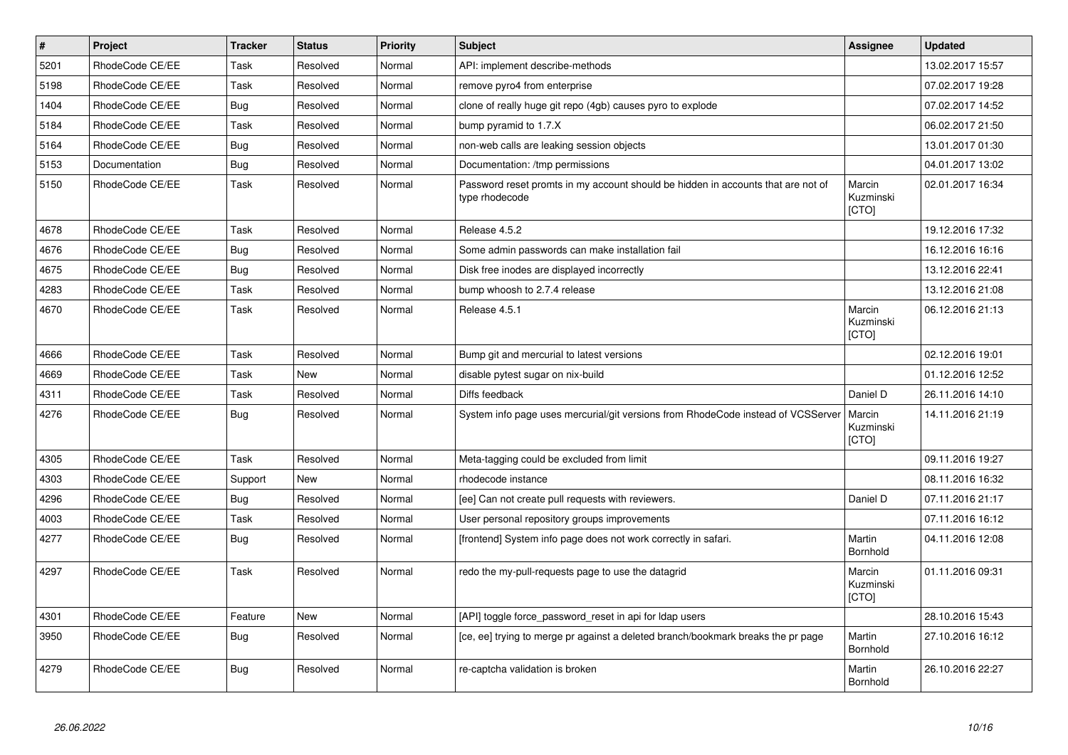| # | Project | Tracker | Status | Priority | Subject | Assignee | Updated |
|---|---|---|---|---|---|---|---|
| 5201 | RhodeCode CE/EE | Task | Resolved | Normal | API: implement describe-methods | | 13.02.2017 15:57 |
| 5198 | RhodeCode CE/EE | Task | Resolved | Normal | remove pyro4 from enterprise | | 07.02.2017 19:28 |
| 1404 | RhodeCode CE/EE | Bug | Resolved | Normal | clone of really huge git repo (4gb) causes pyro to explode | | 07.02.2017 14:52 |
| 5184 | RhodeCode CE/EE | Task | Resolved | Normal | bump pyramid to 1.7.X | | 06.02.2017 21:50 |
| 5164 | RhodeCode CE/EE | Bug | Resolved | Normal | non-web calls are leaking session objects | | 13.01.2017 01:30 |
| 5153 | Documentation | Bug | Resolved | Normal | Documentation: /tmp permissions | | 04.01.2017 13:02 |
| 5150 | RhodeCode CE/EE | Task | Resolved | Normal | Password reset promts in my account should be hidden in accounts that are not of type rhodecode | Marcin Kuzminski [CTO] | 02.01.2017 16:34 |
| 4678 | RhodeCode CE/EE | Task | Resolved | Normal | Release 4.5.2 | | 19.12.2016 17:32 |
| 4676 | RhodeCode CE/EE | Bug | Resolved | Normal | Some admin passwords can make installation fail | | 16.12.2016 16:16 |
| 4675 | RhodeCode CE/EE | Bug | Resolved | Normal | Disk free inodes are displayed incorrectly | | 13.12.2016 22:41 |
| 4283 | RhodeCode CE/EE | Task | Resolved | Normal | bump whoosh to 2.7.4 release | | 13.12.2016 21:08 |
| 4670 | RhodeCode CE/EE | Task | Resolved | Normal | Release 4.5.1 | Marcin Kuzminski [CTO] | 06.12.2016 21:13 |
| 4666 | RhodeCode CE/EE | Task | Resolved | Normal | Bump git and mercurial to latest versions | | 02.12.2016 19:01 |
| 4669 | RhodeCode CE/EE | Task | New | Normal | disable pytest sugar on nix-build | | 01.12.2016 12:52 |
| 4311 | RhodeCode CE/EE | Task | Resolved | Normal | Diffs feedback | Daniel D | 26.11.2016 14:10 |
| 4276 | RhodeCode CE/EE | Bug | Resolved | Normal | System info page uses mercurial/git versions from RhodeCode instead of VCSServer | Marcin Kuzminski [CTO] | 14.11.2016 21:19 |
| 4305 | RhodeCode CE/EE | Task | Resolved | Normal | Meta-tagging could be excluded from limit | | 09.11.2016 19:27 |
| 4303 | RhodeCode CE/EE | Support | New | Normal | rhodecode instance | | 08.11.2016 16:32 |
| 4296 | RhodeCode CE/EE | Bug | Resolved | Normal | [ee] Can not create pull requests with reviewers. | Daniel D | 07.11.2016 21:17 |
| 4003 | RhodeCode CE/EE | Task | Resolved | Normal | User personal repository groups improvements | | 07.11.2016 16:12 |
| 4277 | RhodeCode CE/EE | Bug | Resolved | Normal | [frontend] System info page does not work correctly in safari. | Martin Bornhold | 04.11.2016 12:08 |
| 4297 | RhodeCode CE/EE | Task | Resolved | Normal | redo the my-pull-requests page to use the datagrid | Marcin Kuzminski [CTO] | 01.11.2016 09:31 |
| 4301 | RhodeCode CE/EE | Feature | New | Normal | [API] toggle force_password_reset in api for ldap users | | 28.10.2016 15:43 |
| 3950 | RhodeCode CE/EE | Bug | Resolved | Normal | [ce, ee] trying to merge pr against a deleted branch/bookmark breaks the pr page | Martin Bornhold | 27.10.2016 16:12 |
| 4279 | RhodeCode CE/EE | Bug | Resolved | Normal | re-captcha validation is broken | Martin Bornhold | 26.10.2016 22:27 |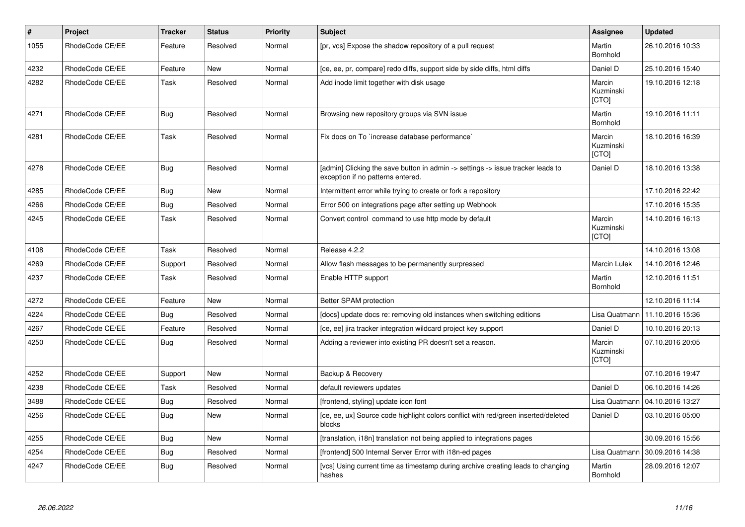| # | Project | Tracker | Status | Priority | Subject | Assignee | Updated |
|---|---|---|---|---|---|---|---|
| 1055 | RhodeCode CE/EE | Feature | Resolved | Normal | [pr, vcs] Expose the shadow repository of a pull request | Martin Bornhold | 26.10.2016 10:33 |
| 4232 | RhodeCode CE/EE | Feature | New | Normal | [ce, ee, pr, compare] redo diffs, support side by side diffs, html diffs | Daniel D | 25.10.2016 15:40 |
| 4282 | RhodeCode CE/EE | Task | Resolved | Normal | Add inode limit together with disk usage | Marcin Kuzminski [CTO] | 19.10.2016 12:18 |
| 4271 | RhodeCode CE/EE | Bug | Resolved | Normal | Browsing new repository groups via SVN issue | Martin Bornhold | 19.10.2016 11:11 |
| 4281 | RhodeCode CE/EE | Task | Resolved | Normal | Fix docs on To `increase database performance` | Marcin Kuzminski [CTO] | 18.10.2016 16:39 |
| 4278 | RhodeCode CE/EE | Bug | Resolved | Normal | [admin] Clicking the save button in admin -> settings -> issue tracker leads to exception if no patterns entered. | Daniel D | 18.10.2016 13:38 |
| 4285 | RhodeCode CE/EE | Bug | New | Normal | Intermittent error while trying to create or fork a repository | | 17.10.2016 22:42 |
| 4266 | RhodeCode CE/EE | Bug | Resolved | Normal | Error 500 on integrations page after setting up Webhook | | 17.10.2016 15:35 |
| 4245 | RhodeCode CE/EE | Task | Resolved | Normal | Convert control command to use http mode by default | Marcin Kuzminski [CTO] | 14.10.2016 16:13 |
| 4108 | RhodeCode CE/EE | Task | Resolved | Normal | Release 4.2.2 | | 14.10.2016 13:08 |
| 4269 | RhodeCode CE/EE | Support | Resolved | Normal | Allow flash messages to be permanently surpressed | Marcin Lulek | 14.10.2016 12:46 |
| 4237 | RhodeCode CE/EE | Task | Resolved | Normal | Enable HTTP support | Martin Bornhold | 12.10.2016 11:51 |
| 4272 | RhodeCode CE/EE | Feature | New | Normal | Better SPAM protection | | 12.10.2016 11:14 |
| 4224 | RhodeCode CE/EE | Bug | Resolved | Normal | [docs] update docs re: removing old instances when switching editions | Lisa Quatmann | 11.10.2016 15:36 |
| 4267 | RhodeCode CE/EE | Feature | Resolved | Normal | [ce, ee] jira tracker integration wildcard project key support | Daniel D | 10.10.2016 20:13 |
| 4250 | RhodeCode CE/EE | Bug | Resolved | Normal | Adding a reviewer into existing PR doesn't set a reason. | Marcin Kuzminski [CTO] | 07.10.2016 20:05 |
| 4252 | RhodeCode CE/EE | Support | New | Normal | Backup & Recovery | | 07.10.2016 19:47 |
| 4238 | RhodeCode CE/EE | Task | Resolved | Normal | default reviewers updates | Daniel D | 06.10.2016 14:26 |
| 3488 | RhodeCode CE/EE | Bug | Resolved | Normal | [frontend, styling] update icon font | Lisa Quatmann | 04.10.2016 13:27 |
| 4256 | RhodeCode CE/EE | Bug | New | Normal | [ce, ee, ux] Source code highlight colors conflict with red/green inserted/deleted blocks | Daniel D | 03.10.2016 05:00 |
| 4255 | RhodeCode CE/EE | Bug | New | Normal | [translation, i18n] translation not being applied to integrations pages | | 30.09.2016 15:56 |
| 4254 | RhodeCode CE/EE | Bug | Resolved | Normal | [frontend] 500 Internal Server Error with i18n-ed pages | Lisa Quatmann | 30.09.2016 14:38 |
| 4247 | RhodeCode CE/EE | Bug | Resolved | Normal | [vcs] Using current time as timestamp during archive creating leads to changing hashes | Martin Bornhold | 28.09.2016 12:07 |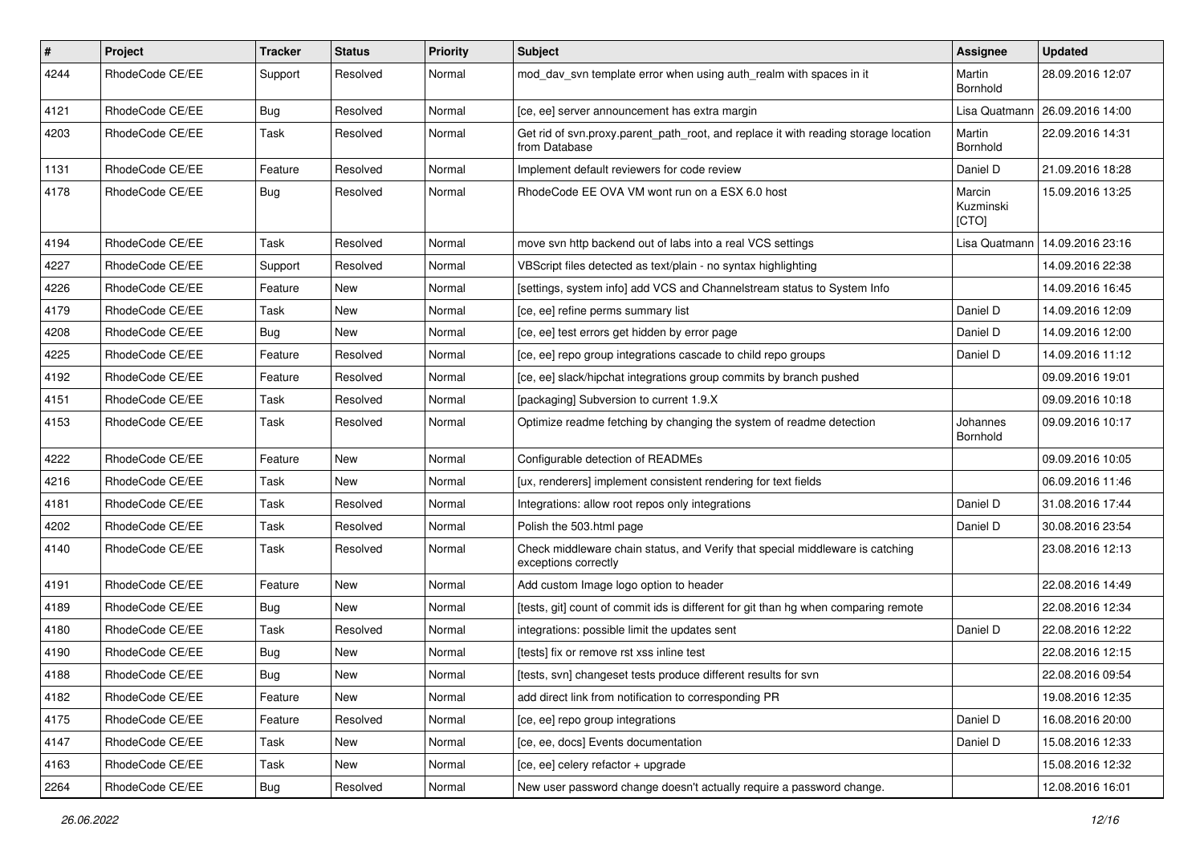| # | Project | Tracker | Status | Priority | Subject | Assignee | Updated |
|---|---|---|---|---|---|---|---|
| 4244 | RhodeCode CE/EE | Support | Resolved | Normal | mod_dav_svn template error when using auth_realm with spaces in it | Martin Bornhold | 28.09.2016 12:07 |
| 4121 | RhodeCode CE/EE | Bug | Resolved | Normal | [ce, ee] server announcement has extra margin | Lisa Quatmann | 26.09.2016 14:00 |
| 4203 | RhodeCode CE/EE | Task | Resolved | Normal | Get rid of svn.proxy.parent_path_root, and replace it with reading storage location from Database | Martin Bornhold | 22.09.2016 14:31 |
| 1131 | RhodeCode CE/EE | Feature | Resolved | Normal | Implement default reviewers for code review | Daniel D | 21.09.2016 18:28 |
| 4178 | RhodeCode CE/EE | Bug | Resolved | Normal | RhodeCode EE OVA VM wont run on a ESX 6.0 host | Marcin Kuzminski [CTO] | 15.09.2016 13:25 |
| 4194 | RhodeCode CE/EE | Task | Resolved | Normal | move svn http backend out of labs into a real VCS settings | Lisa Quatmann | 14.09.2016 23:16 |
| 4227 | RhodeCode CE/EE | Support | Resolved | Normal | VBScript files detected as text/plain - no syntax highlighting | | 14.09.2016 22:38 |
| 4226 | RhodeCode CE/EE | Feature | New | Normal | [settings, system info] add VCS and Channelstream status to System Info | | 14.09.2016 16:45 |
| 4179 | RhodeCode CE/EE | Task | New | Normal | [ce, ee] refine perms summary list | Daniel D | 14.09.2016 12:09 |
| 4208 | RhodeCode CE/EE | Bug | New | Normal | [ce, ee] test errors get hidden by error page | Daniel D | 14.09.2016 12:00 |
| 4225 | RhodeCode CE/EE | Feature | Resolved | Normal | [ce, ee] repo group integrations cascade to child repo groups | Daniel D | 14.09.2016 11:12 |
| 4192 | RhodeCode CE/EE | Feature | Resolved | Normal | [ce, ee] slack/hipchat integrations group commits by branch pushed | | 09.09.2016 19:01 |
| 4151 | RhodeCode CE/EE | Task | Resolved | Normal | [packaging] Subversion to current 1.9.X | | 09.09.2016 10:18 |
| 4153 | RhodeCode CE/EE | Task | Resolved | Normal | Optimize readme fetching by changing the system of readme detection | Johannes Bornhold | 09.09.2016 10:17 |
| 4222 | RhodeCode CE/EE | Feature | New | Normal | Configurable detection of READMEs | | 09.09.2016 10:05 |
| 4216 | RhodeCode CE/EE | Task | New | Normal | [ux, renderers] implement consistent rendering for text fields | | 06.09.2016 11:46 |
| 4181 | RhodeCode CE/EE | Task | Resolved | Normal | Integrations: allow root repos only integrations | Daniel D | 31.08.2016 17:44 |
| 4202 | RhodeCode CE/EE | Task | Resolved | Normal | Polish the 503.html page | Daniel D | 30.08.2016 23:54 |
| 4140 | RhodeCode CE/EE | Task | Resolved | Normal | Check middleware chain status, and Verify that special middleware is catching exceptions correctly | | 23.08.2016 12:13 |
| 4191 | RhodeCode CE/EE | Feature | New | Normal | Add custom Image logo option to header | | 22.08.2016 14:49 |
| 4189 | RhodeCode CE/EE | Bug | New | Normal | [tests, git] count of commit ids is different for git than hg when comparing remote | | 22.08.2016 12:34 |
| 4180 | RhodeCode CE/EE | Task | Resolved | Normal | integrations: possible limit the updates sent | Daniel D | 22.08.2016 12:22 |
| 4190 | RhodeCode CE/EE | Bug | New | Normal | [tests] fix or remove rst xss inline test | | 22.08.2016 12:15 |
| 4188 | RhodeCode CE/EE | Bug | New | Normal | [tests, svn] changeset tests produce different results for svn | | 22.08.2016 09:54 |
| 4182 | RhodeCode CE/EE | Feature | New | Normal | add direct link from notification to corresponding PR | | 19.08.2016 12:35 |
| 4175 | RhodeCode CE/EE | Feature | Resolved | Normal | [ce, ee] repo group integrations | Daniel D | 16.08.2016 20:00 |
| 4147 | RhodeCode CE/EE | Task | New | Normal | [ce, ee, docs] Events documentation | Daniel D | 15.08.2016 12:33 |
| 4163 | RhodeCode CE/EE | Task | New | Normal | [ce, ee] celery refactor + upgrade | | 15.08.2016 12:32 |
| 2264 | RhodeCode CE/EE | Bug | Resolved | Normal | New user password change doesn't actually require a password change. | | 12.08.2016 16:01 |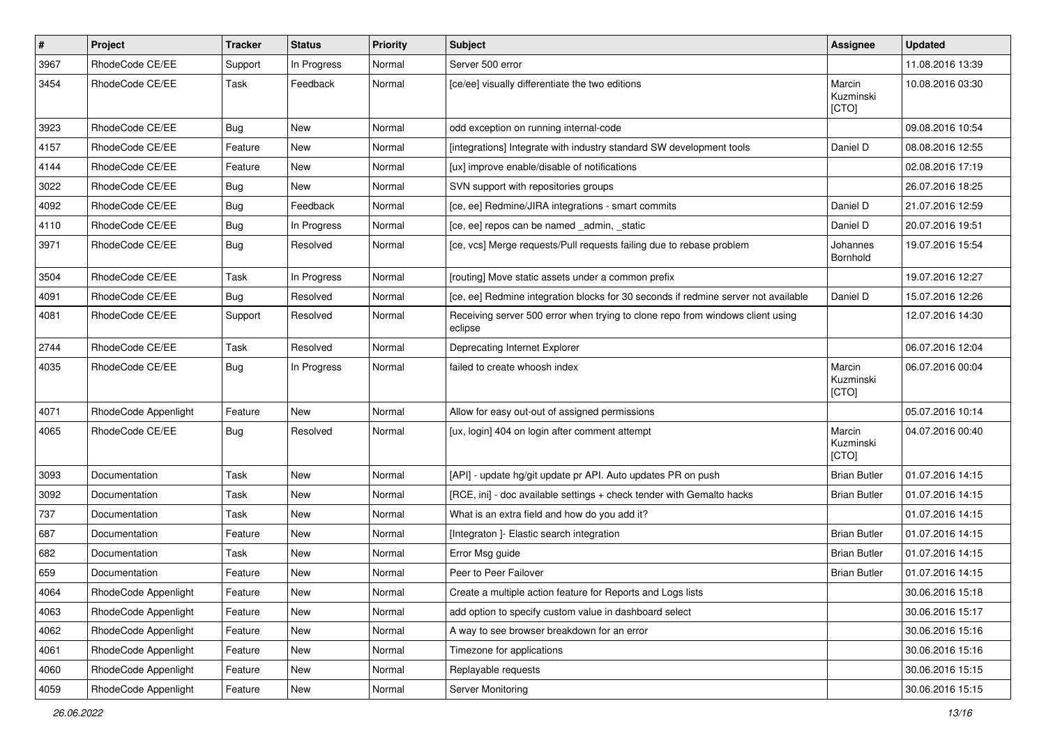| # | Project | Tracker | Status | Priority | Subject | Assignee | Updated |
|---|---|---|---|---|---|---|---|
| 3967 | RhodeCode CE/EE | Support | In Progress | Normal | Server 500 error | | 11.08.2016 13:39 |
| 3454 | RhodeCode CE/EE | Task | Feedback | Normal | [ce/ee] visually differentiate the two editions | Marcin Kuzminski [CTO] | 10.08.2016 03:30 |
| 3923 | RhodeCode CE/EE | Bug | New | Normal | odd exception on running internal-code | | 09.08.2016 10:54 |
| 4157 | RhodeCode CE/EE | Feature | New | Normal | [integrations] Integrate with industry standard SW development tools | Daniel D | 08.08.2016 12:55 |
| 4144 | RhodeCode CE/EE | Feature | New | Normal | [ux] improve enable/disable of notifications | | 02.08.2016 17:19 |
| 3022 | RhodeCode CE/EE | Bug | New | Normal | SVN support with repositories groups | | 26.07.2016 18:25 |
| 4092 | RhodeCode CE/EE | Bug | Feedback | Normal | [ce, ee] Redmine/JIRA integrations - smart commits | Daniel D | 21.07.2016 12:59 |
| 4110 | RhodeCode CE/EE | Bug | In Progress | Normal | [ce, ee] repos can be named _admin, _static | Daniel D | 20.07.2016 19:51 |
| 3971 | RhodeCode CE/EE | Bug | Resolved | Normal | [ce, vcs] Merge requests/Pull requests failing due to rebase problem | Johannes Bornhold | 19.07.2016 15:54 |
| 3504 | RhodeCode CE/EE | Task | In Progress | Normal | [routing] Move static assets under a common prefix | | 19.07.2016 12:27 |
| 4091 | RhodeCode CE/EE | Bug | Resolved | Normal | [ce, ee] Redmine integration blocks for 30 seconds if redmine server not available | Daniel D | 15.07.2016 12:26 |
| 4081 | RhodeCode CE/EE | Support | Resolved | Normal | Receiving server 500 error when trying to clone repo from windows client using eclipse | | 12.07.2016 14:30 |
| 2744 | RhodeCode CE/EE | Task | Resolved | Normal | Deprecating Internet Explorer | | 06.07.2016 12:04 |
| 4035 | RhodeCode CE/EE | Bug | In Progress | Normal | failed to create whoosh index | Marcin Kuzminski [CTO] | 06.07.2016 00:04 |
| 4071 | RhodeCode Appenlight | Feature | New | Normal | Allow for easy out-out of assigned permissions | | 05.07.2016 10:14 |
| 4065 | RhodeCode CE/EE | Bug | Resolved | Normal | [ux, login] 404 on login after comment attempt | Marcin Kuzminski [CTO] | 04.07.2016 00:40 |
| 3093 | Documentation | Task | New | Normal | [API] - update hg/git update pr API. Auto updates PR on push | Brian Butler | 01.07.2016 14:15 |
| 3092 | Documentation | Task | New | Normal | [RCE, ini] - doc available settings + check tender with Gemalto hacks | Brian Butler | 01.07.2016 14:15 |
| 737 | Documentation | Task | New | Normal | What is an extra field and how do you add it? | | 01.07.2016 14:15 |
| 687 | Documentation | Feature | New | Normal | [Integraton ]- Elastic search integration | Brian Butler | 01.07.2016 14:15 |
| 682 | Documentation | Task | New | Normal | Error Msg guide | Brian Butler | 01.07.2016 14:15 |
| 659 | Documentation | Feature | New | Normal | Peer to Peer Failover | Brian Butler | 01.07.2016 14:15 |
| 4064 | RhodeCode Appenlight | Feature | New | Normal | Create a multiple action feature for Reports and Logs lists | | 30.06.2016 15:18 |
| 4063 | RhodeCode Appenlight | Feature | New | Normal | add option to specify custom value in dashboard select | | 30.06.2016 15:17 |
| 4062 | RhodeCode Appenlight | Feature | New | Normal | A way to see browser breakdown for an error | | 30.06.2016 15:16 |
| 4061 | RhodeCode Appenlight | Feature | New | Normal | Timezone for applications | | 30.06.2016 15:16 |
| 4060 | RhodeCode Appenlight | Feature | New | Normal | Replayable requests | | 30.06.2016 15:15 |
| 4059 | RhodeCode Appenlight | Feature | New | Normal | Server Monitoring | | 30.06.2016 15:15 |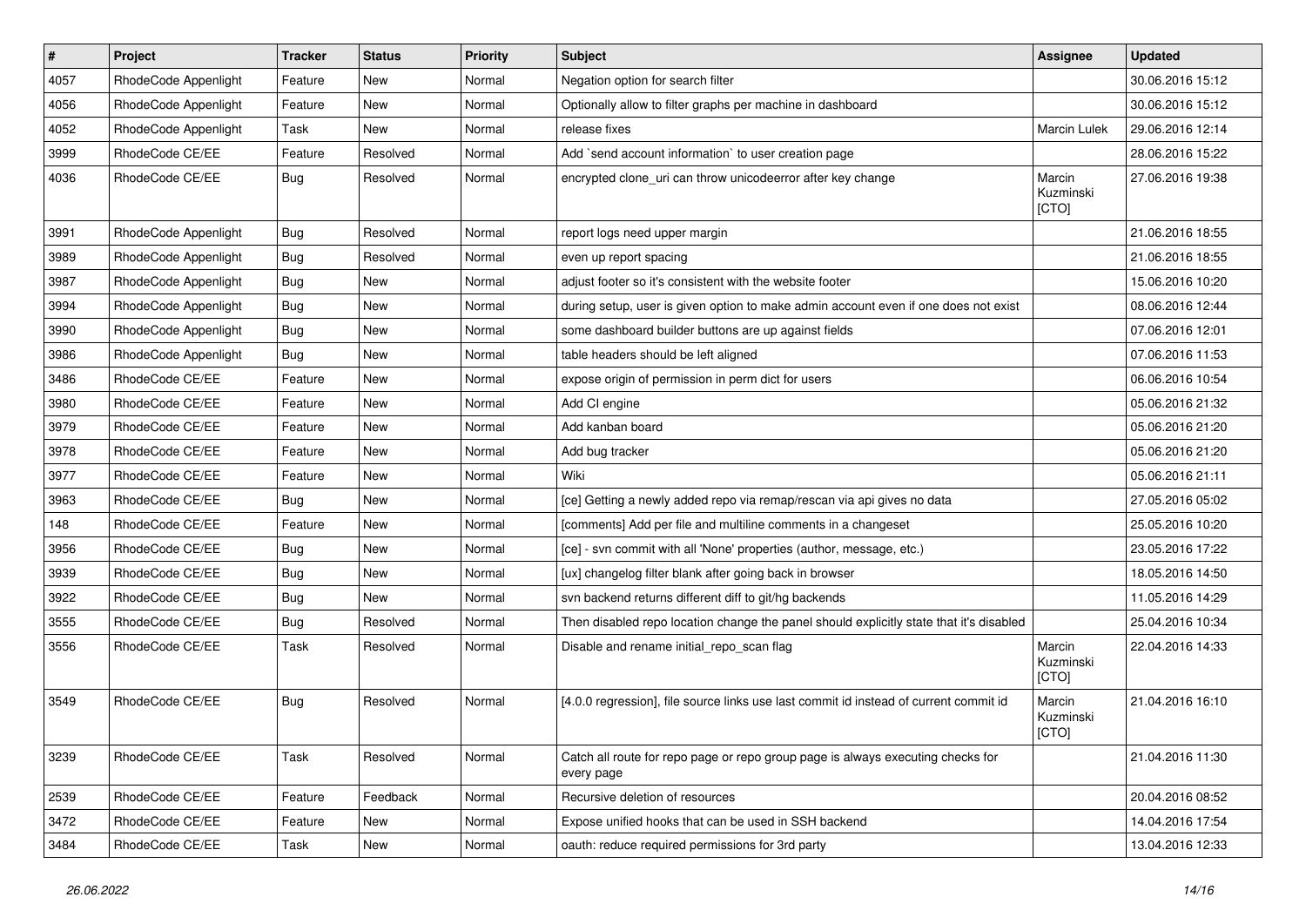| # | Project | Tracker | Status | Priority | Subject | Assignee | Updated |
|---|---|---|---|---|---|---|---|
| 4057 | RhodeCode Appenlight | Feature | New | Normal | Negation option for search filter | | 30.06.2016 15:12 |
| 4056 | RhodeCode Appenlight | Feature | New | Normal | Optionally allow to filter graphs per machine in dashboard | | 30.06.2016 15:12 |
| 4052 | RhodeCode Appenlight | Task | New | Normal | release fixes | Marcin Lulek | 29.06.2016 12:14 |
| 3999 | RhodeCode CE/EE | Feature | Resolved | Normal | Add `send account information` to user creation page | | 28.06.2016 15:22 |
| 4036 | RhodeCode CE/EE | Bug | Resolved | Normal | encrypted clone_uri can throw unicodeerror after key change | Marcin Kuzminski [CTO] | 27.06.2016 19:38 |
| 3991 | RhodeCode Appenlight | Bug | Resolved | Normal | report logs need upper margin | | 21.06.2016 18:55 |
| 3989 | RhodeCode Appenlight | Bug | Resolved | Normal | even up report spacing | | 21.06.2016 18:55 |
| 3987 | RhodeCode Appenlight | Bug | New | Normal | adjust footer so it's consistent with the website footer | | 15.06.2016 10:20 |
| 3994 | RhodeCode Appenlight | Bug | New | Normal | during setup, user is given option to make admin account even if one does not exist | | 08.06.2016 12:44 |
| 3990 | RhodeCode Appenlight | Bug | New | Normal | some dashboard builder buttons are up against fields | | 07.06.2016 12:01 |
| 3986 | RhodeCode Appenlight | Bug | New | Normal | table headers should be left aligned | | 07.06.2016 11:53 |
| 3486 | RhodeCode CE/EE | Feature | New | Normal | expose origin of permission in perm dict for users | | 06.06.2016 10:54 |
| 3980 | RhodeCode CE/EE | Feature | New | Normal | Add CI engine | | 05.06.2016 21:32 |
| 3979 | RhodeCode CE/EE | Feature | New | Normal | Add kanban board | | 05.06.2016 21:20 |
| 3978 | RhodeCode CE/EE | Feature | New | Normal | Add bug tracker | | 05.06.2016 21:20 |
| 3977 | RhodeCode CE/EE | Feature | New | Normal | Wiki | | 05.06.2016 21:11 |
| 3963 | RhodeCode CE/EE | Bug | New | Normal | [ce] Getting a newly added repo via remap/rescan via api gives no data | | 27.05.2016 05:02 |
| 148 | RhodeCode CE/EE | Feature | New | Normal | [comments] Add per file and multiline comments in a changeset | | 25.05.2016 10:20 |
| 3956 | RhodeCode CE/EE | Bug | New | Normal | [ce] - svn commit with all 'None' properties (author, message, etc.) | | 23.05.2016 17:22 |
| 3939 | RhodeCode CE/EE | Bug | New | Normal | [ux] changelog filter blank after going back in browser | | 18.05.2016 14:50 |
| 3922 | RhodeCode CE/EE | Bug | New | Normal | svn backend returns different diff to git/hg backends | | 11.05.2016 14:29 |
| 3555 | RhodeCode CE/EE | Bug | Resolved | Normal | Then disabled repo location change the panel should explicitly state that it's disabled | | 25.04.2016 10:34 |
| 3556 | RhodeCode CE/EE | Task | Resolved | Normal | Disable and rename initial_repo_scan flag | Marcin Kuzminski [CTO] | 22.04.2016 14:33 |
| 3549 | RhodeCode CE/EE | Bug | Resolved | Normal | [4.0.0 regression], file source links use last commit id instead of current commit id | Marcin Kuzminski [CTO] | 21.04.2016 16:10 |
| 3239 | RhodeCode CE/EE | Task | Resolved | Normal | Catch all route for repo page or repo group page is always executing checks for every page | | 21.04.2016 11:30 |
| 2539 | RhodeCode CE/EE | Feature | Feedback | Normal | Recursive deletion of resources | | 20.04.2016 08:52 |
| 3472 | RhodeCode CE/EE | Feature | New | Normal | Expose unified hooks that can be used in SSH backend | | 14.04.2016 17:54 |
| 3484 | RhodeCode CE/EE | Task | New | Normal | oauth: reduce required permissions for 3rd party | | 13.04.2016 12:33 |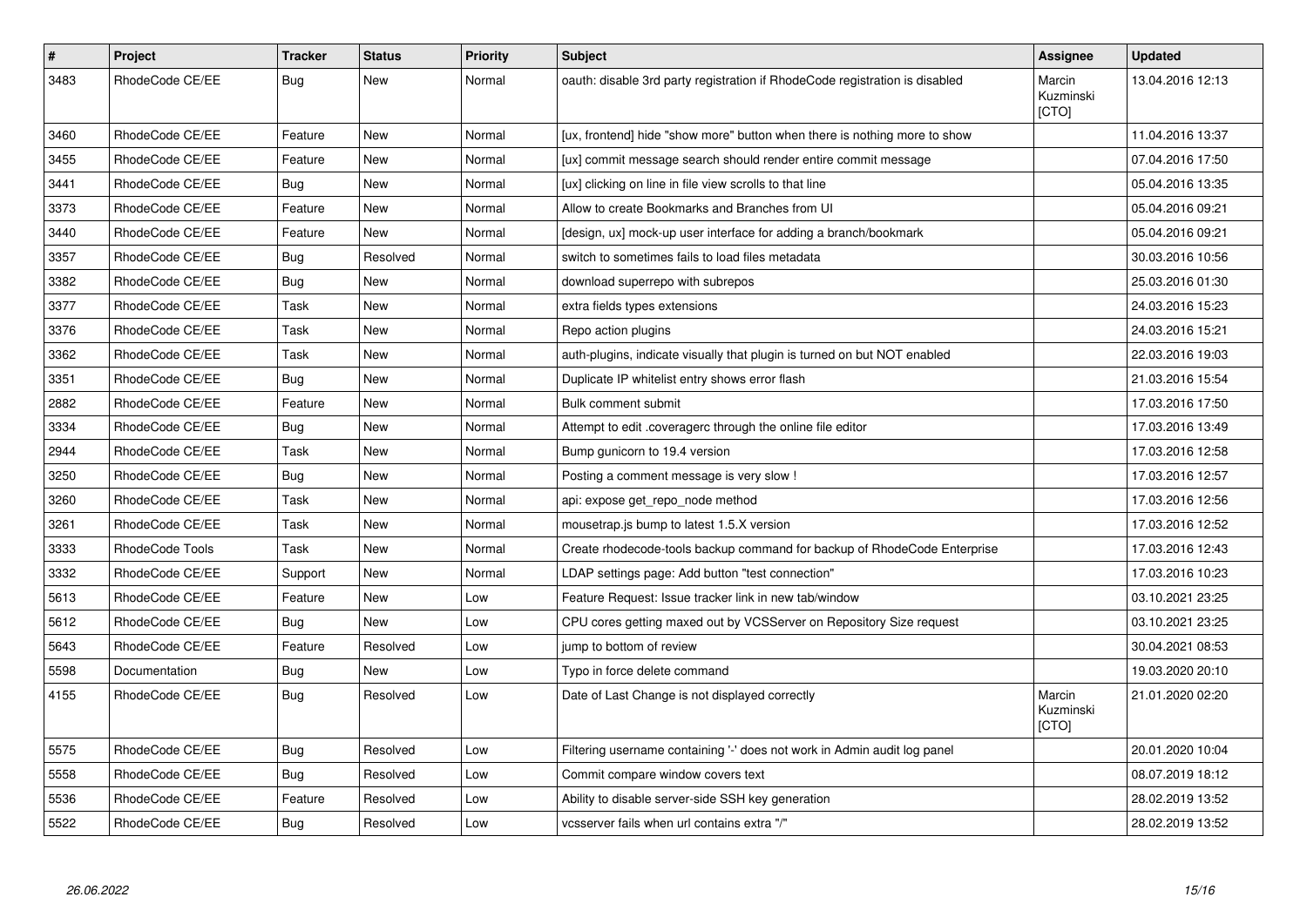| # | Project | Tracker | Status | Priority | Subject | Assignee | Updated |
|---|---|---|---|---|---|---|---|
| 3483 | RhodeCode CE/EE | Bug | New | Normal | oauth: disable 3rd party registration if RhodeCode registration is disabled | Marcin Kuzminski [CTO] | 13.04.2016 12:13 |
| 3460 | RhodeCode CE/EE | Feature | New | Normal | [ux, frontend] hide "show more" button when there is nothing more to show | | 11.04.2016 13:37 |
| 3455 | RhodeCode CE/EE | Feature | New | Normal | [ux] commit message search should render entire commit message | | 07.04.2016 17:50 |
| 3441 | RhodeCode CE/EE | Bug | New | Normal | [ux] clicking on line in file view scrolls to that line | | 05.04.2016 13:35 |
| 3373 | RhodeCode CE/EE | Feature | New | Normal | Allow to create Bookmarks and Branches from UI | | 05.04.2016 09:21 |
| 3440 | RhodeCode CE/EE | Feature | New | Normal | [design, ux] mock-up user interface for adding a branch/bookmark | | 05.04.2016 09:21 |
| 3357 | RhodeCode CE/EE | Bug | Resolved | Normal | switch to sometimes fails to load files metadata | | 30.03.2016 10:56 |
| 3382 | RhodeCode CE/EE | Bug | New | Normal | download superrepo with subrepos | | 25.03.2016 01:30 |
| 3377 | RhodeCode CE/EE | Task | New | Normal | extra fields types extensions | | 24.03.2016 15:23 |
| 3376 | RhodeCode CE/EE | Task | New | Normal | Repo action plugins | | 24.03.2016 15:21 |
| 3362 | RhodeCode CE/EE | Task | New | Normal | auth-plugins, indicate visually that plugin is turned on but NOT enabled | | 22.03.2016 19:03 |
| 3351 | RhodeCode CE/EE | Bug | New | Normal | Duplicate IP whitelist entry shows error flash | | 21.03.2016 15:54 |
| 2882 | RhodeCode CE/EE | Feature | New | Normal | Bulk comment submit | | 17.03.2016 17:50 |
| 3334 | RhodeCode CE/EE | Bug | New | Normal | Attempt to edit .coveragerc through the online file editor | | 17.03.2016 13:49 |
| 2944 | RhodeCode CE/EE | Task | New | Normal | Bump gunicorn to 19.4 version | | 17.03.2016 12:58 |
| 3250 | RhodeCode CE/EE | Bug | New | Normal | Posting a comment message is very slow ! | | 17.03.2016 12:57 |
| 3260 | RhodeCode CE/EE | Task | New | Normal | api: expose get_repo_node method | | 17.03.2016 12:56 |
| 3261 | RhodeCode CE/EE | Task | New | Normal | mousetrap.js bump to latest 1.5.X version | | 17.03.2016 12:52 |
| 3333 | RhodeCode Tools | Task | New | Normal | Create rhodecode-tools backup command for backup of RhodeCode Enterprise | | 17.03.2016 12:43 |
| 3332 | RhodeCode CE/EE | Support | New | Normal | LDAP settings page: Add button "test connection" | | 17.03.2016 10:23 |
| 5613 | RhodeCode CE/EE | Feature | New | Low | Feature Request: Issue tracker link in new tab/window | | 03.10.2021 23:25 |
| 5612 | RhodeCode CE/EE | Bug | New | Low | CPU cores getting maxed out by VCSServer on Repository Size request | | 03.10.2021 23:25 |
| 5643 | RhodeCode CE/EE | Feature | Resolved | Low | jump to bottom of review | | 30.04.2021 08:53 |
| 5598 | Documentation | Bug | New | Low | Typo in force delete command | | 19.03.2020 20:10 |
| 4155 | RhodeCode CE/EE | Bug | Resolved | Low | Date of Last Change is not displayed correctly | Marcin Kuzminski [CTO] | 21.01.2020 02:20 |
| 5575 | RhodeCode CE/EE | Bug | Resolved | Low | Filtering username containing '-' does not work in Admin audit log panel | | 20.01.2020 10:04 |
| 5558 | RhodeCode CE/EE | Bug | Resolved | Low | Commit compare window covers text | | 08.07.2019 18:12 |
| 5536 | RhodeCode CE/EE | Feature | Resolved | Low | Ability to disable server-side SSH key generation | | 28.02.2019 13:52 |
| 5522 | RhodeCode CE/EE | Bug | Resolved | Low | vcsserver fails when url contains extra "/" | | 28.02.2019 13:52 |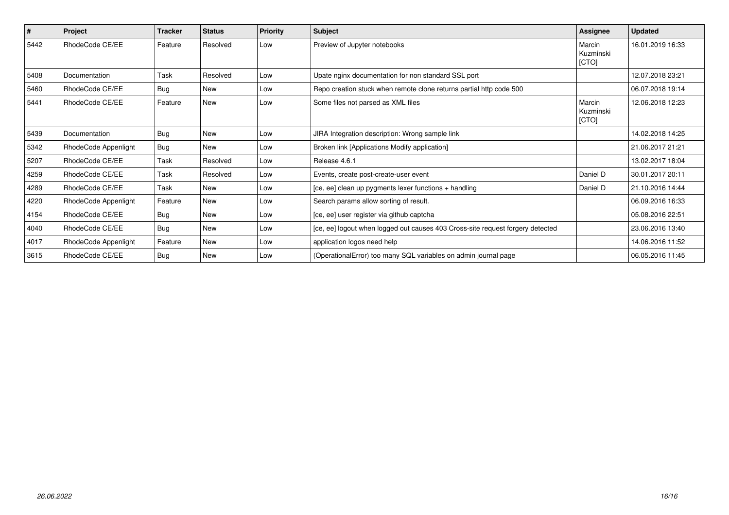| # | Project | Tracker | Status | Priority | Subject | Assignee | Updated |
|---|---|---|---|---|---|---|---|
| 5442 | RhodeCode CE/EE | Feature | Resolved | Low | Preview of Jupyter notebooks | Marcin Kuzminski [CTO] | 16.01.2019 16:33 |
| 5408 | Documentation | Task | Resolved | Low | Upate nginx documentation for non standard SSL port | | 12.07.2018 23:21 |
| 5460 | RhodeCode CE/EE | Bug | New | Low | Repo creation stuck when remote clone returns partial http code 500 | | 06.07.2018 19:14 |
| 5441 | RhodeCode CE/EE | Feature | New | Low | Some files not parsed as XML files | Marcin Kuzminski [CTO] | 12.06.2018 12:23 |
| 5439 | Documentation | Bug | New | Low | JIRA Integration description: Wrong sample link | | 14.02.2018 14:25 |
| 5342 | RhodeCode Appenlight | Bug | New | Low | Broken link [Applications Modify application] | | 21.06.2017 21:21 |
| 5207 | RhodeCode CE/EE | Task | Resolved | Low | Release 4.6.1 | | 13.02.2017 18:04 |
| 4259 | RhodeCode CE/EE | Task | Resolved | Low | Events, create post-create-user event | Daniel D | 30.01.2017 20:11 |
| 4289 | RhodeCode CE/EE | Task | New | Low | [ce, ee] clean up pygments lexer functions + handling | Daniel D | 21.10.2016 14:44 |
| 4220 | RhodeCode Appenlight | Feature | New | Low | Search params allow sorting of result. | | 06.09.2016 16:33 |
| 4154 | RhodeCode CE/EE | Bug | New | Low | [ce, ee] user register via github captcha | | 05.08.2016 22:51 |
| 4040 | RhodeCode CE/EE | Bug | New | Low | [ce, ee] logout when logged out causes 403 Cross-site request forgery detected | | 23.06.2016 13:40 |
| 4017 | RhodeCode Appenlight | Feature | New | Low | application logos need help | | 14.06.2016 11:52 |
| 3615 | RhodeCode CE/EE | Bug | New | Low | (OperationalError) too many SQL variables on admin journal page | | 06.05.2016 11:45 |